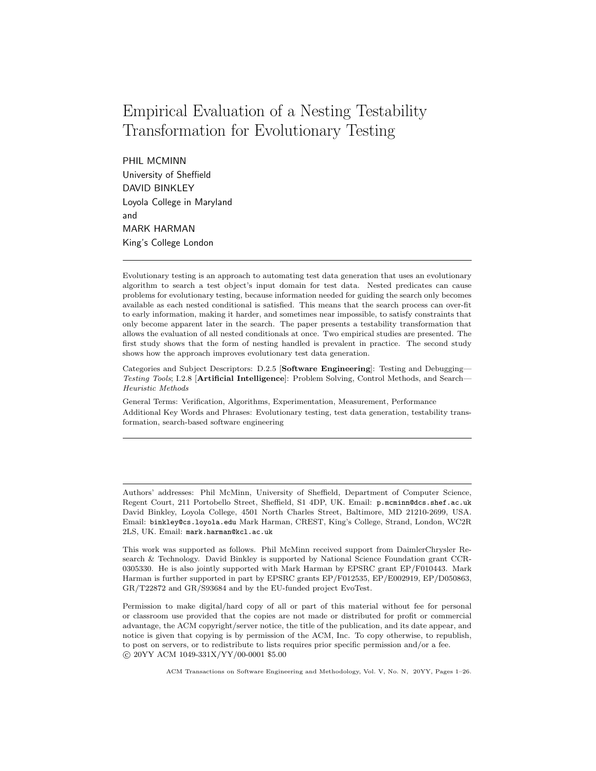# Empirical Evaluation of a Nesting Testability Transformation for Evolutionary Testing

PHIL MCMINN
University of Sheffield
DAVID BINKLEY
Loyola College in Maryland
and
MARK HARMAN
King's College London

---

Evolutionary testing is an approach to automating test data generation that uses an evolutionary algorithm to search a test object's input domain for test data. Nested predicates can cause problems for evolutionary testing, because information needed for guiding the search only becomes available as each nested conditional is satisfied. This means that the search process can over-fit to early information, making it harder, and sometimes near impossible, to satisfy constraints that only become apparent later in the search. The paper presents a testability transformation that allows the evaluation of all nested conditionals at once. Two empirical studies are presented. The first study shows that the form of nesting handled is prevalent in practice. The second study shows how the approach improves evolutionary test data generation.

Categories and Subject Descriptors: D.2.5 [**Software Engineering**]: Testing and Debugging—*Testing Tools*; I.2.8 [**Artificial Intelligence**]: Problem Solving, Control Methods, and Search—*Heuristic Methods*

General Terms: Verification, Algorithms, Experimentation, Measurement, Performance

Additional Key Words and Phrases: Evolutionary testing, test data generation, testability transformation, search-based software engineering

---

Authors' addresses: Phil McMinn, University of Sheffield, Department of Computer Science, Regent Court, 211 Portobello Street, Sheffield, S1 4DP, UK. Email: `p.mcminn@dcs.shef.ac.uk` David Binkley, Loyola College, 4501 North Charles Street, Baltimore, MD 21210-2699, USA. Email: `binkley@cs.loyola.edu` Mark Harman, CREST, King's College, Strand, London, WC2R 2LS, UK. Email: `mark.harman@kcl.ac.uk`

This work was supported as follows. Phil McMinn received support from DaimlerChrysler Research & Technology. David Binkley is supported by National Science Foundation grant CCR-0305330. He is also jointly supported with Mark Harman by EPSRC grant EP/F010443. Mark Harman is further supported in part by EPSRC grants EP/F012535, EP/E002919, EP/D050863, GR/T22872 and GR/S93684 and by the EU-funded project EvoTest.

Permission to make digital/hard copy of all or part of this material without fee for personal or classroom use provided that the copies are not made or distributed for profit or commercial advantage, the ACM copyright/server notice, the title of the publication, and its date appear, and notice is given that copying is by permission of the ACM, Inc. To copy otherwise, to republish, to post on servers, or to redistribute to lists requires prior specific permission and/or a fee.
© 20YY ACM 1049-331X/YY/00-0001 $5.00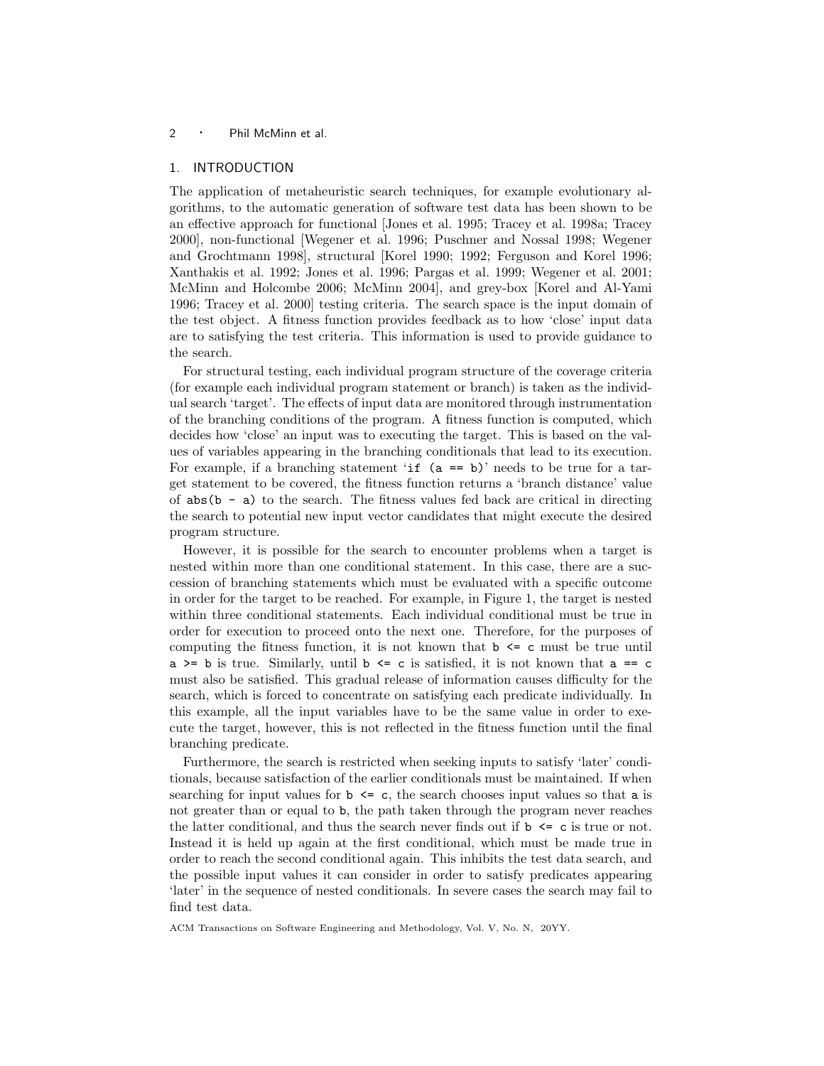## 1. INTRODUCTION

The application of metaheuristic search techniques, for example evolutionary algorithms, to the automatic generation of software test data has been shown to be an effective approach for functional [Jones et al. 1995; Tracey et al. 1998a; Tracey 2000], non-functional [Wegener et al. 1996; Puschner and Nossal 1998; Wegener and Grochtmann 1998], structural [Korel 1990; 1992; Ferguson and Korel 1996; Xanthakis et al. 1992; Jones et al. 1996; Pargas et al. 1999; Wegener et al. 2001; McMinn and Holcombe 2006; McMinn 2004], and grey-box [Korel and Al-Yami 1996; Tracey et al. 2000] testing criteria. The search space is the input domain of the test object. A fitness function provides feedback as to how 'close' input data are to satisfying the test criteria. This information is used to provide guidance to the search.

For structural testing, each individual program structure of the coverage criteria (for example each individual program statement or branch) is taken as the individual search 'target'. The effects of input data are monitored through instrumentation of the branching conditions of the program. A fitness function is computed, which decides how 'close' an input was to executing the target. This is based on the values of variables appearing in the branching conditionals that lead to its execution. For example, if a branching statement '`if (a == b)`' needs to be true for a target statement to be covered, the fitness function returns a 'branch distance' value of `abs(b - a)` to the search. The fitness values fed back are critical in directing the search to potential new input vector candidates that might execute the desired program structure.

However, it is possible for the search to encounter problems when a target is nested within more than one conditional statement. In this case, there are a succession of branching statements which must be evaluated with a specific outcome in order for the target to be reached. For example, in Figure 1, the target is nested within three conditional statements. Each individual conditional must be true in order for execution to proceed onto the next one. Therefore, for the purposes of computing the fitness function, it is not known that `b <= c` must be true until `a >= b` is true. Similarly, until `b <= c` is satisfied, it is not known that `a == c` must also be satisfied. This gradual release of information causes difficulty for the search, which is forced to concentrate on satisfying each predicate individually. In this example, all the input variables have to be the same value in order to execute the target, however, this is not reflected in the fitness function until the final branching predicate.

Furthermore, the search is restricted when seeking inputs to satisfy 'later' conditionals, because satisfaction of the earlier conditionals must be maintained. If when searching for input values for `b <= c`, the search chooses input values so that `a` is not greater than or equal to `b`, the path taken through the program never reaches the latter conditional, and thus the search never finds out if `b <= c` is true or not. Instead it is held up again at the first conditional, which must be made true in order to reach the second conditional again. This inhibits the test data search, and the possible input values it can consider in order to satisfy predicates appearing 'later' in the sequence of nested conditionals. In severe cases the search may fail to find test data.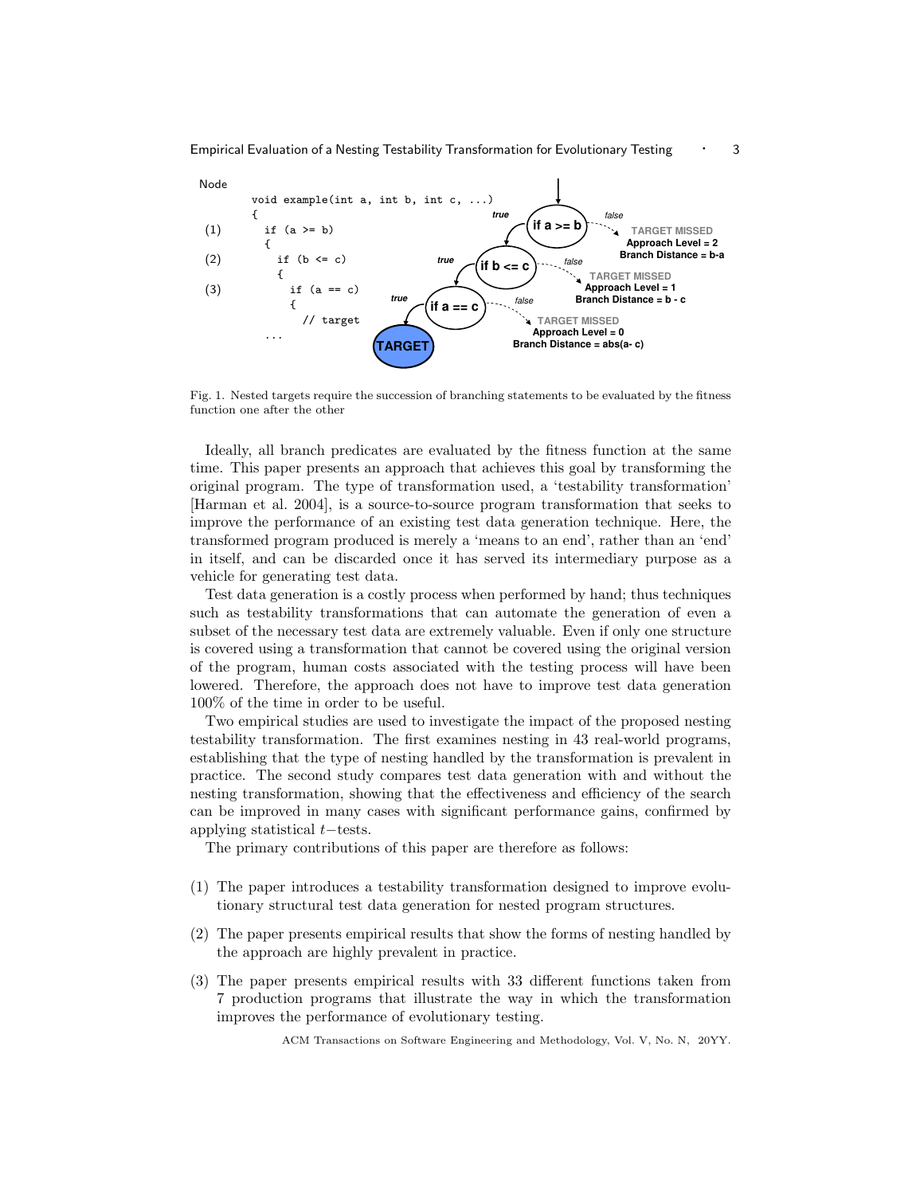```
Node
        void example(int a, int b, int c, ...)
        {
(1)       if (a >= b)
          {
(2)         if (b <= c)
            {
(3)           if (a == c)
              {
                // target
          ...
```

Fig. 1. Nested targets require the succession of branching statements to be evaluated by the fitness function one after the other

Ideally, all branch predicates are evaluated by the fitness function at the same time. This paper presents an approach that achieves this goal by transforming the original program. The type of transformation used, a 'testability transformation' [Harman et al. 2004], is a source-to-source program transformation that seeks to improve the performance of an existing test data generation technique. Here, the transformed program produced is merely a 'means to an end', rather than an 'end' in itself, and can be discarded once it has served its intermediary purpose as a vehicle for generating test data.

Test data generation is a costly process when performed by hand; thus techniques such as testability transformations that can automate the generation of even a subset of the necessary test data are extremely valuable. Even if only one structure is covered using a transformation that cannot be covered using the original version of the program, human costs associated with the testing process will have been lowered. Therefore, the approach does not have to improve test data generation 100% of the time in order to be useful.

Two empirical studies are used to investigate the impact of the proposed nesting testability transformation. The first examines nesting in 43 real-world programs, establishing that the type of nesting handled by the transformation is prevalent in practice. The second study compares test data generation with and without the nesting transformation, showing that the effectiveness and efficiency of the search can be improved in many cases with significant performance gains, confirmed by applying statistical $t-$tests.

The primary contributions of this paper are therefore as follows:

(1) The paper introduces a testability transformation designed to improve evolutionary structural test data generation for nested program structures.

(2) The paper presents empirical results that show the forms of nesting handled by the approach are highly prevalent in practice.

(3) The paper presents empirical results with 33 different functions taken from 7 production programs that illustrate the way in which the transformation improves the performance of evolutionary testing.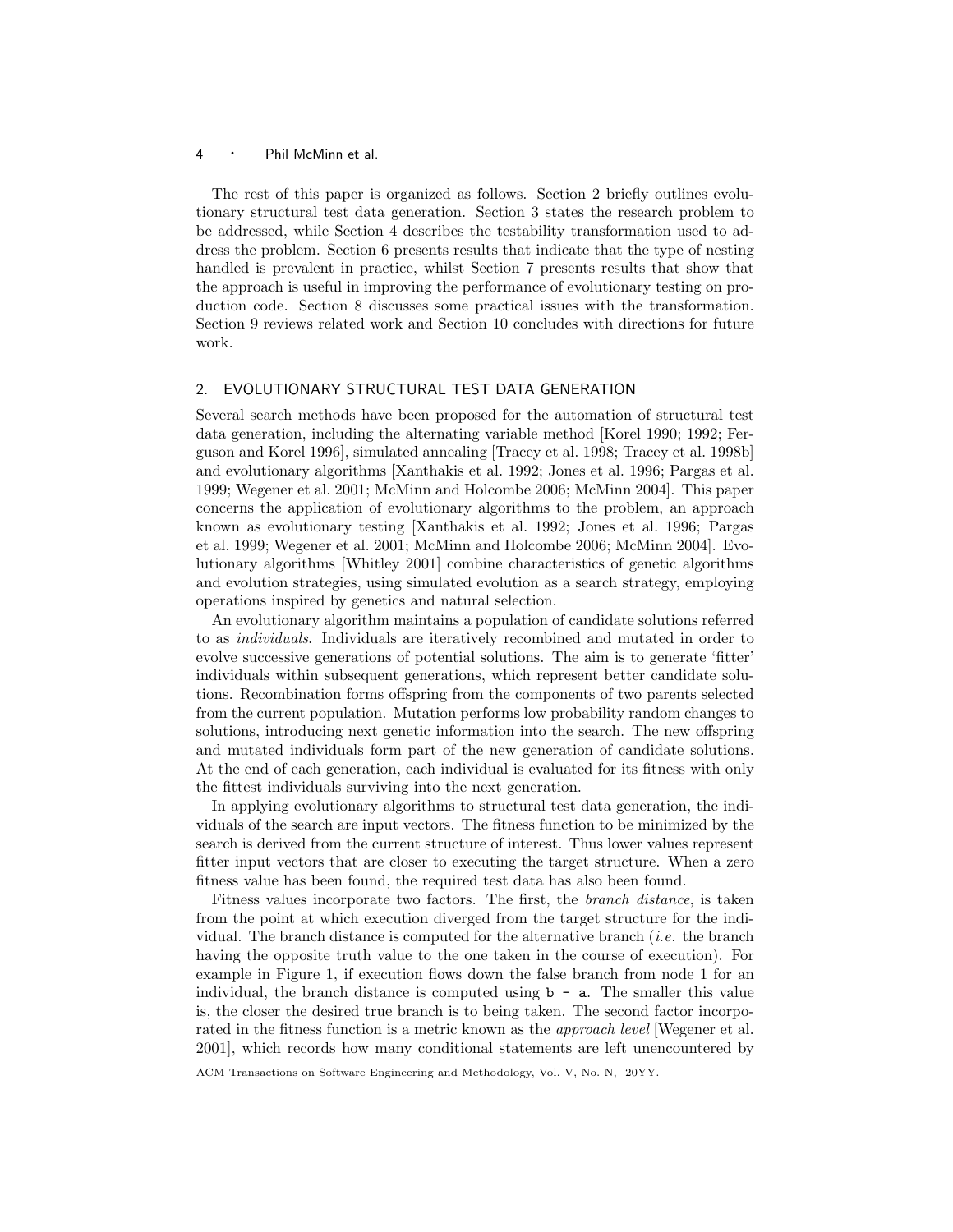The rest of this paper is organized as follows. Section 2 briefly outlines evolutionary structural test data generation. Section 3 states the research problem to be addressed, while Section 4 describes the testability transformation used to address the problem. Section 6 presents results that indicate that the type of nesting handled is prevalent in practice, whilst Section 7 presents results that show that the approach is useful in improving the performance of evolutionary testing on production code. Section 8 discusses some practical issues with the transformation. Section 9 reviews related work and Section 10 concludes with directions for future work.

## 2. EVOLUTIONARY STRUCTURAL TEST DATA GENERATION

Several search methods have been proposed for the automation of structural test data generation, including the alternating variable method [Korel 1990; 1992; Ferguson and Korel 1996], simulated annealing [Tracey et al. 1998; Tracey et al. 1998b] and evolutionary algorithms [Xanthakis et al. 1992; Jones et al. 1996; Pargas et al. 1999; Wegener et al. 2001; McMinn and Holcombe 2006; McMinn 2004]. This paper concerns the application of evolutionary algorithms to the problem, an approach known as evolutionary testing [Xanthakis et al. 1992; Jones et al. 1996; Pargas et al. 1999; Wegener et al. 2001; McMinn and Holcombe 2006; McMinn 2004]. Evolutionary algorithms [Whitley 2001] combine characteristics of genetic algorithms and evolution strategies, using simulated evolution as a search strategy, employing operations inspired by genetics and natural selection.

An evolutionary algorithm maintains a population of candidate solutions referred to as *individuals*. Individuals are iteratively recombined and mutated in order to evolve successive generations of potential solutions. The aim is to generate 'fitter' individuals within subsequent generations, which represent better candidate solutions. Recombination forms offspring from the components of two parents selected from the current population. Mutation performs low probability random changes to solutions, introducing next genetic information into the search. The new offspring and mutated individuals form part of the new generation of candidate solutions. At the end of each generation, each individual is evaluated for its fitness with only the fittest individuals surviving into the next generation.

In applying evolutionary algorithms to structural test data generation, the individuals of the search are input vectors. The fitness function to be minimized by the search is derived from the current structure of interest. Thus lower values represent fitter input vectors that are closer to executing the target structure. When a zero fitness value has been found, the required test data has also been found.

Fitness values incorporate two factors. The first, the *branch distance*, is taken from the point at which execution diverged from the target structure for the individual. The branch distance is computed for the alternative branch (*i.e.* the branch having the opposite truth value to the one taken in the course of execution). For example in Figure 1, if execution flows down the false branch from node 1 for an individual, the branch distance is computed using `b - a`. The smaller this value is, the closer the desired true branch is to being taken. The second factor incorporated in the fitness function is a metric known as the *approach level* [Wegener et al. 2001], which records how many conditional statements are left unencountered by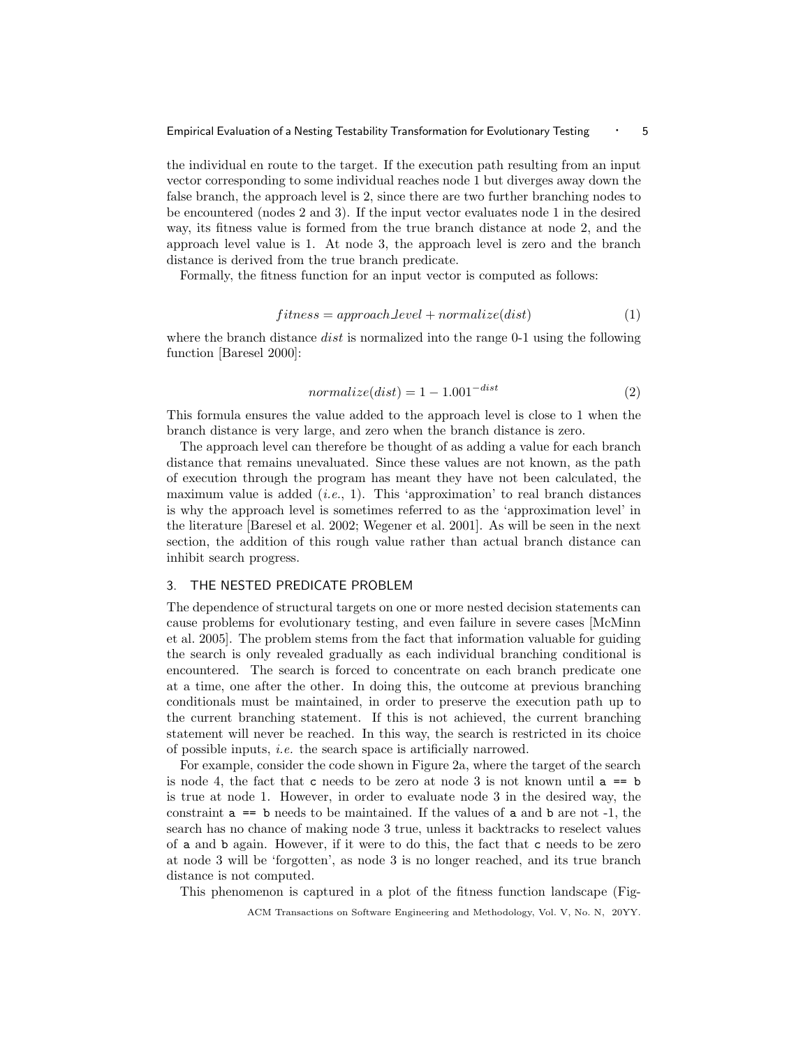the individual en route to the target. If the execution path resulting from an input vector corresponding to some individual reaches node 1 but diverges away down the false branch, the approach level is 2, since there are two further branching nodes to be encountered (nodes 2 and 3). If the input vector evaluates node 1 in the desired way, its fitness value is formed from the true branch distance at node 2, and the approach level value is 1. At node 3, the approach level is zero and the branch distance is derived from the true branch predicate.

Formally, the fitness function for an input vector is computed as follows:

$$fitness = approach\_level + normalize(dist) \tag{1}$$

where the branch distance *dist* is normalized into the range 0-1 using the following function [Baresel 2000]:

$$normalize(dist) = 1 - 1.001^{-dist} \tag{2}$$

This formula ensures the value added to the approach level is close to 1 when the branch distance is very large, and zero when the branch distance is zero.

The approach level can therefore be thought of as adding a value for each branch distance that remains unevaluated. Since these values are not known, as the path of execution through the program has meant they have not been calculated, the maximum value is added (*i.e.*, 1). This 'approximation' to real branch distances is why the approach level is sometimes referred to as the 'approximation level' in the literature [Baresel et al. 2002; Wegener et al. 2001]. As will be seen in the next section, the addition of this rough value rather than actual branch distance can inhibit search progress.

## 3. THE NESTED PREDICATE PROBLEM

The dependence of structural targets on one or more nested decision statements can cause problems for evolutionary testing, and even failure in severe cases [McMinn et al. 2005]. The problem stems from the fact that information valuable for guiding the search is only revealed gradually as each individual branching conditional is encountered. The search is forced to concentrate on each branch predicate one at a time, one after the other. In doing this, the outcome at previous branching conditionals must be maintained, in order to preserve the execution path up to the current branching statement. If this is not achieved, the current branching statement will never be reached. In this way, the search is restricted in its choice of possible inputs, *i.e.* the search space is artificially narrowed.

For example, consider the code shown in Figure 2a, where the target of the search is node 4, the fact that `c` needs to be zero at node 3 is not known until `a == b` is true at node 1. However, in order to evaluate node 3 in the desired way, the constraint `a == b` needs to be maintained. If the values of `a` and `b` are not -1, the search has no chance of making node 3 true, unless it backtracks to reselect values of `a` and `b` again. However, if it were to do this, the fact that `c` needs to be zero at node 3 will be 'forgotten', as node 3 is no longer reached, and its true branch distance is not computed.

This phenomenon is captured in a plot of the fitness function landscape (Fig-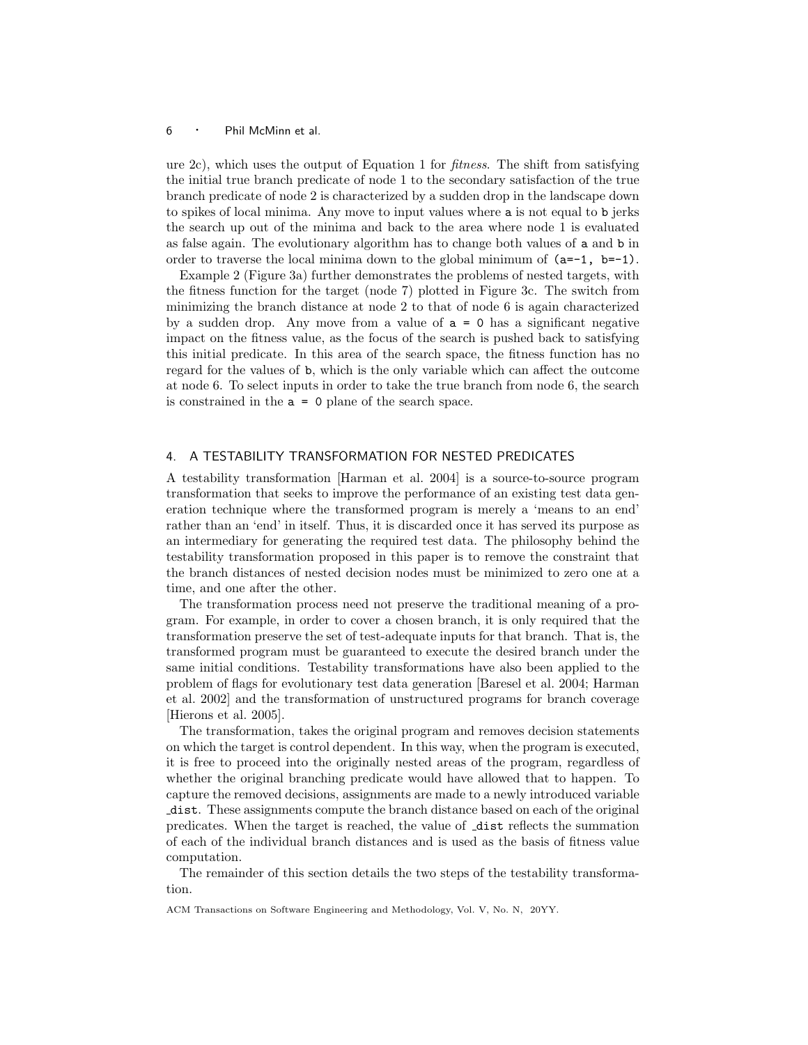ure 2c), which uses the output of Equation 1 for *fitness*. The shift from satisfying the initial true branch predicate of node 1 to the secondary satisfaction of the true branch predicate of node 2 is characterized by a sudden drop in the landscape down to spikes of local minima. Any move to input values where `a` is not equal to `b` jerks the search up out of the minima and back to the area where node 1 is evaluated as false again. The evolutionary algorithm has to change both values of `a` and `b` in order to traverse the local minima down to the global minimum of `(a=-1, b=-1)`.

Example 2 (Figure 3a) further demonstrates the problems of nested targets, with the fitness function for the target (node 7) plotted in Figure 3c. The switch from minimizing the branch distance at node 2 to that of node 6 is again characterized by a sudden drop. Any move from a value of `a = 0` has a significant negative impact on the fitness value, as the focus of the search is pushed back to satisfying this initial predicate. In this area of the search space, the fitness function has no regard for the values of `b`, which is the only variable which can affect the outcome at node 6. To select inputs in order to take the true branch from node 6, the search is constrained in the `a = 0` plane of the search space.

## 4. A TESTABILITY TRANSFORMATION FOR NESTED PREDICATES

A testability transformation [Harman et al. 2004] is a source-to-source program transformation that seeks to improve the performance of an existing test data generation technique where the transformed program is merely a 'means to an end' rather than an 'end' in itself. Thus, it is discarded once it has served its purpose as an intermediary for generating the required test data. The philosophy behind the testability transformation proposed in this paper is to remove the constraint that the branch distances of nested decision nodes must be minimized to zero one at a time, and one after the other.

The transformation process need not preserve the traditional meaning of a program. For example, in order to cover a chosen branch, it is only required that the transformation preserve the set of test-adequate inputs for that branch. That is, the transformed program must be guaranteed to execute the desired branch under the same initial conditions. Testability transformations have also been applied to the problem of flags for evolutionary test data generation [Baresel et al. 2004; Harman et al. 2002] and the transformation of unstructured programs for branch coverage [Hierons et al. 2005].

The transformation, takes the original program and removes decision statements on which the target is control dependent. In this way, when the program is executed, it is free to proceed into the originally nested areas of the program, regardless of whether the original branching predicate would have allowed that to happen. To capture the removed decisions, assignments are made to a newly introduced variable `_dist`. These assignments compute the branch distance based on each of the original predicates. When the target is reached, the value of `_dist` reflects the summation of each of the individual branch distances and is used as the basis of fitness value computation.

The remainder of this section details the two steps of the testability transformation.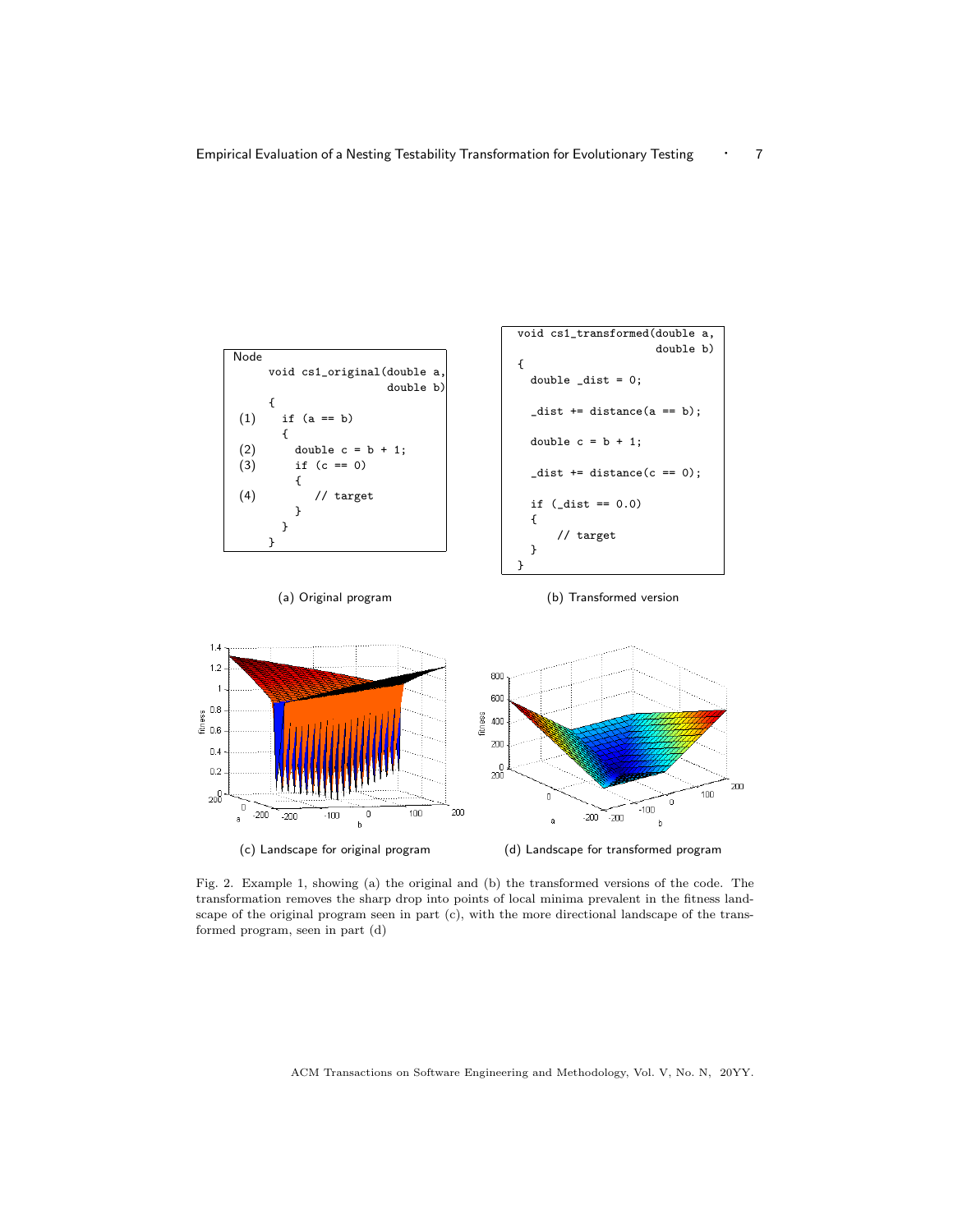```
Node
     void cs1_original(double a,
                       double b)
     {
(1)    if (a == b)
       {
(2)      double c = b + 1;
(3)      if (c == 0)
         {
(4)         // target
         }
       }
     }
```

(a) Original program

```
void cs1_transformed(double a,
                     double b)
{
  double _dist = 0;

  _dist += distance(a == b);

  double c = b + 1;

  _dist += distance(c == 0);

  if (_dist == 0.0)
  {
      // target
  }
}
```

(b) Transformed version

(c) Landscape for original program

(d) Landscape for transformed program

Fig. 2. Example 1, showing (a) the original and (b) the transformed versions of the code. The transformation removes the sharp drop into points of local minima prevalent in the fitness landscape of the original program seen in part (c), with the more directional landscape of the transformed program, seen in part (d)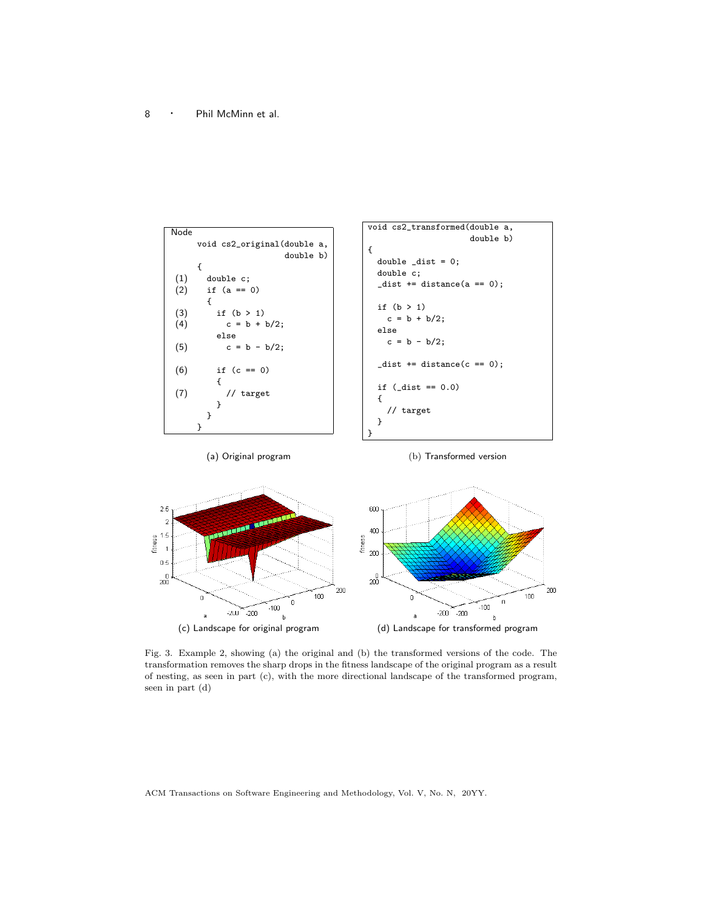```
Node
     void cs2_original(double a,
                       double b)
     {
(1)    double c;
(2)    if (a == 0)
       {
(3)      if (b > 1)
(4)        c = b + b/2;
         else
(5)        c = b - b/2;

(6)      if (c == 0)
         {
(7)        // target
         }
       }
     }
```

(a) Original program

```
void cs2_transformed(double a,
                     double b)
{
  double _dist = 0;
  double c;
  _dist += distance(a == 0);

  if (b > 1)
    c = b + b/2;
  else
    c = b - b/2;

  _dist += distance(c == 0);

  if (_dist == 0.0)
  {
    // target
  }
}
```

(b) Transformed version

(c) Landscape for original program

(d) Landscape for transformed program

Fig. 3. Example 2, showing (a) the original and (b) the transformed versions of the code. The transformation removes the sharp drops in the fitness landscape of the original program as a result of nesting, as seen in part (c), with the more directional landscape of the transformed program, seen in part (d)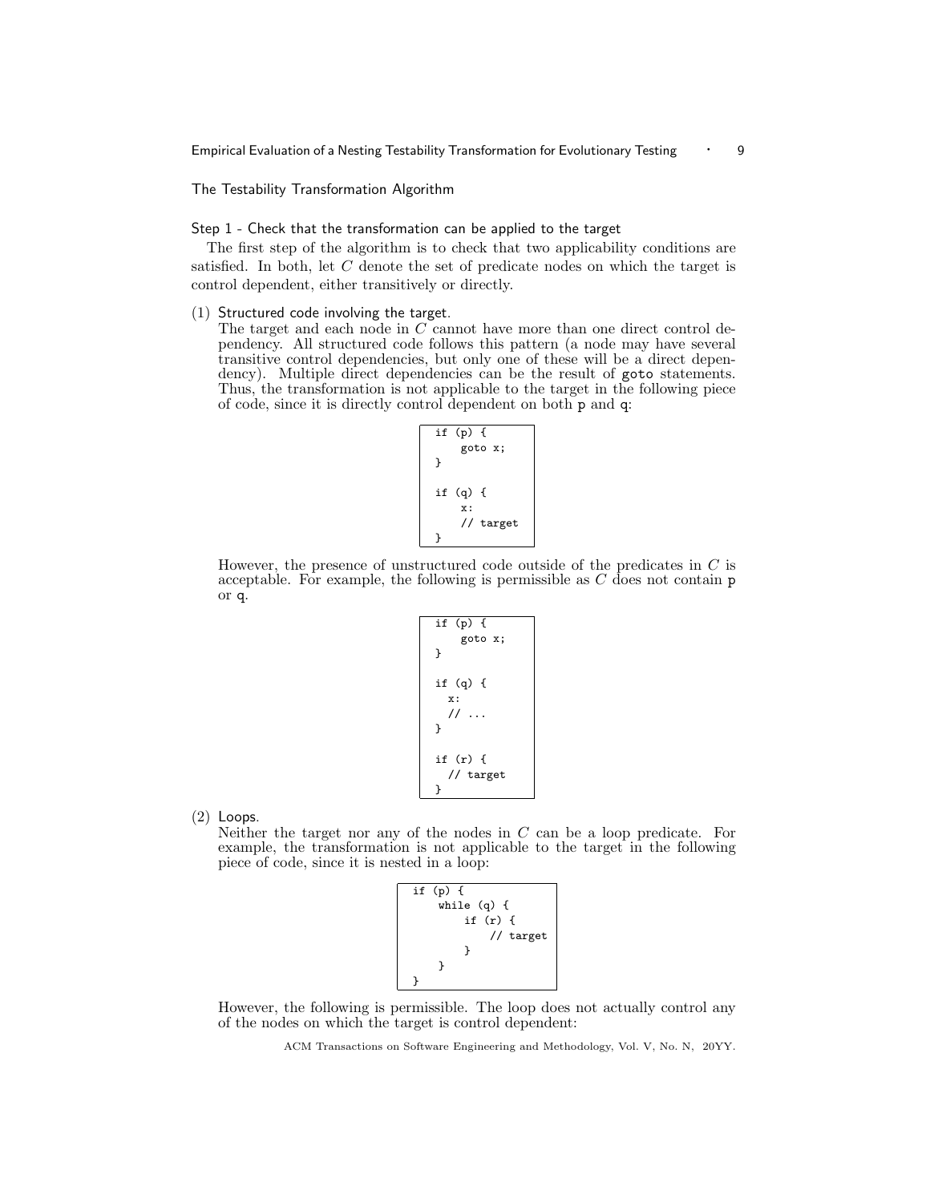### The Testability Transformation Algorithm

#### Step 1 - Check that the transformation can be applied to the target

The first step of the algorithm is to check that two applicability conditions are satisfied. In both, let $C$ denote the set of predicate nodes on which the target is control dependent, either transitively or directly.

(1) Structured code involving the target.

The target and each node in $C$ cannot have more than one direct control dependency. All structured code follows this pattern (a node may have several transitive control dependencies, but only one of these will be a direct dependency). Multiple direct dependencies can be the result of `goto` statements. Thus, the transformation is not applicable to the target in the following piece of code, since it is directly control dependent on both `p` and `q`:

```
if (p) {
    goto x;
}

if (q) {
    x:
    // target
}
```

However, the presence of unstructured code outside of the predicates in $C$ is acceptable. For example, the following is permissible as $C$ does not contain `p` or `q`.

```
if (p) {
    goto x;
}

if (q) {
  x:
  // ...
}

if (r) {
  // target
}
```

(2) Loops.

Neither the target nor any of the nodes in $C$ can be a loop predicate. For example, the transformation is not applicable to the target in the following piece of code, since it is nested in a loop:

```
if (p) {
    while (q) {
        if (r) {
            // target
        }
    }
}
```

However, the following is permissible. The loop does not actually control any of the nodes on which the target is control dependent: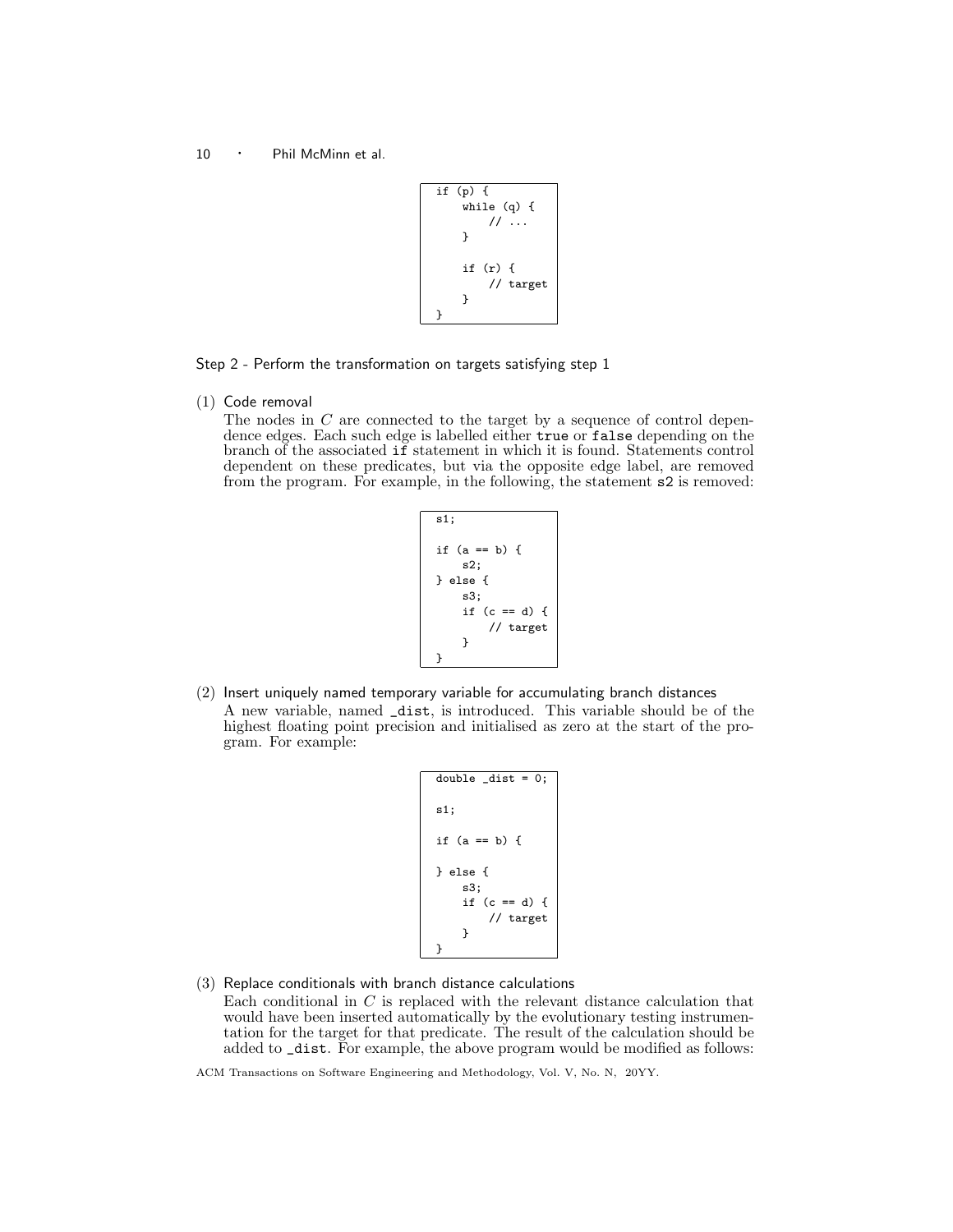```
if (p) {
    while (q) {
        // ...
    }

    if (r) {
        // target
    }
}
```

Step 2 - Perform the transformation on targets satisfying step 1

(1) Code removal
The nodes in $C$ are connected to the target by a sequence of control dependence edges. Each such edge is labelled either `true` or `false` depending on the branch of the associated `if` statement in which it is found. Statements control dependent on these predicates, but via the opposite edge label, are removed from the program. For example, in the following, the statement `s2` is removed:

```
s1;

if (a == b) {
    s2;
} else {
    s3;
    if (c == d) {
        // target
    }
}
```

(2) Insert uniquely named temporary variable for accumulating branch distances
A new variable, named `_dist`, is introduced. This variable should be of the highest floating point precision and initialised as zero at the start of the program. For example:

```
double _dist = 0;

s1;

if (a == b) {

} else {
    s3;
    if (c == d) {
        // target
    }
}
```

(3) Replace conditionals with branch distance calculations
Each conditional in $C$ is replaced with the relevant distance calculation that would have been inserted automatically by the evolutionary testing instrumentation for the target for that predicate. The result of the calculation should be added to `_dist`. For example, the above program would be modified as follows: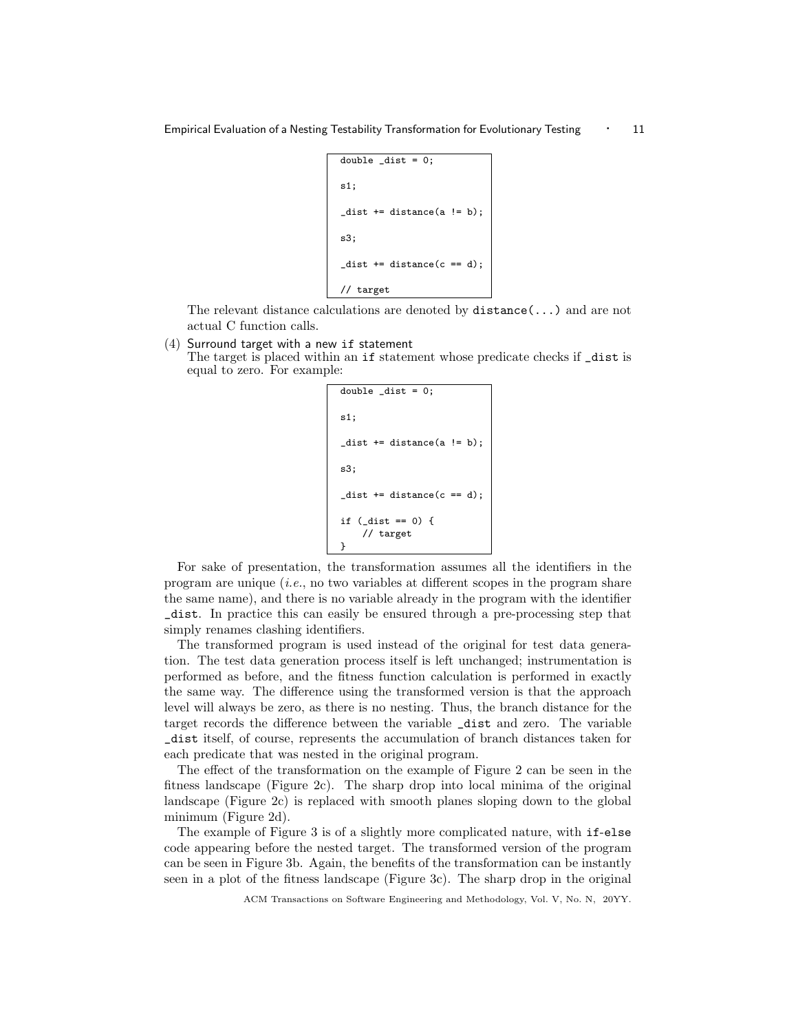```
double _dist = 0;

s1;

_dist += distance(a != b);

s3;

_dist += distance(c == d);

// target
```

The relevant distance calculations are denoted by distance(...) and are not actual C function calls.

(4) Surround target with a new if statement
The target is placed within an if statement whose predicate checks if _dist is equal to zero. For example:

```
double _dist = 0;

s1;

_dist += distance(a != b);

s3;

_dist += distance(c == d);

if (_dist == 0) {
    // target
}
```

For sake of presentation, the transformation assumes all the identifiers in the program are unique (*i.e.*, no two variables at different scopes in the program share the same name), and there is no variable already in the program with the identifier _dist. In practice this can easily be ensured through a pre-processing step that simply renames clashing identifiers.

The transformed program is used instead of the original for test data generation. The test data generation process itself is left unchanged; instrumentation is performed as before, and the fitness function calculation is performed in exactly the same way. The difference using the transformed version is that the approach level will always be zero, as there is no nesting. Thus, the branch distance for the target records the difference between the variable _dist and zero. The variable _dist itself, of course, represents the accumulation of branch distances taken for each predicate that was nested in the original program.

The effect of the transformation on the example of Figure 2 can be seen in the fitness landscape (Figure 2c). The sharp drop into local minima of the original landscape (Figure 2c) is replaced with smooth planes sloping down to the global minimum (Figure 2d).

The example of Figure 3 is of a slightly more complicated nature, with if-else code appearing before the nested target. The transformed version of the program can be seen in Figure 3b. Again, the benefits of the transformation can be instantly seen in a plot of the fitness landscape (Figure 3c). The sharp drop in the original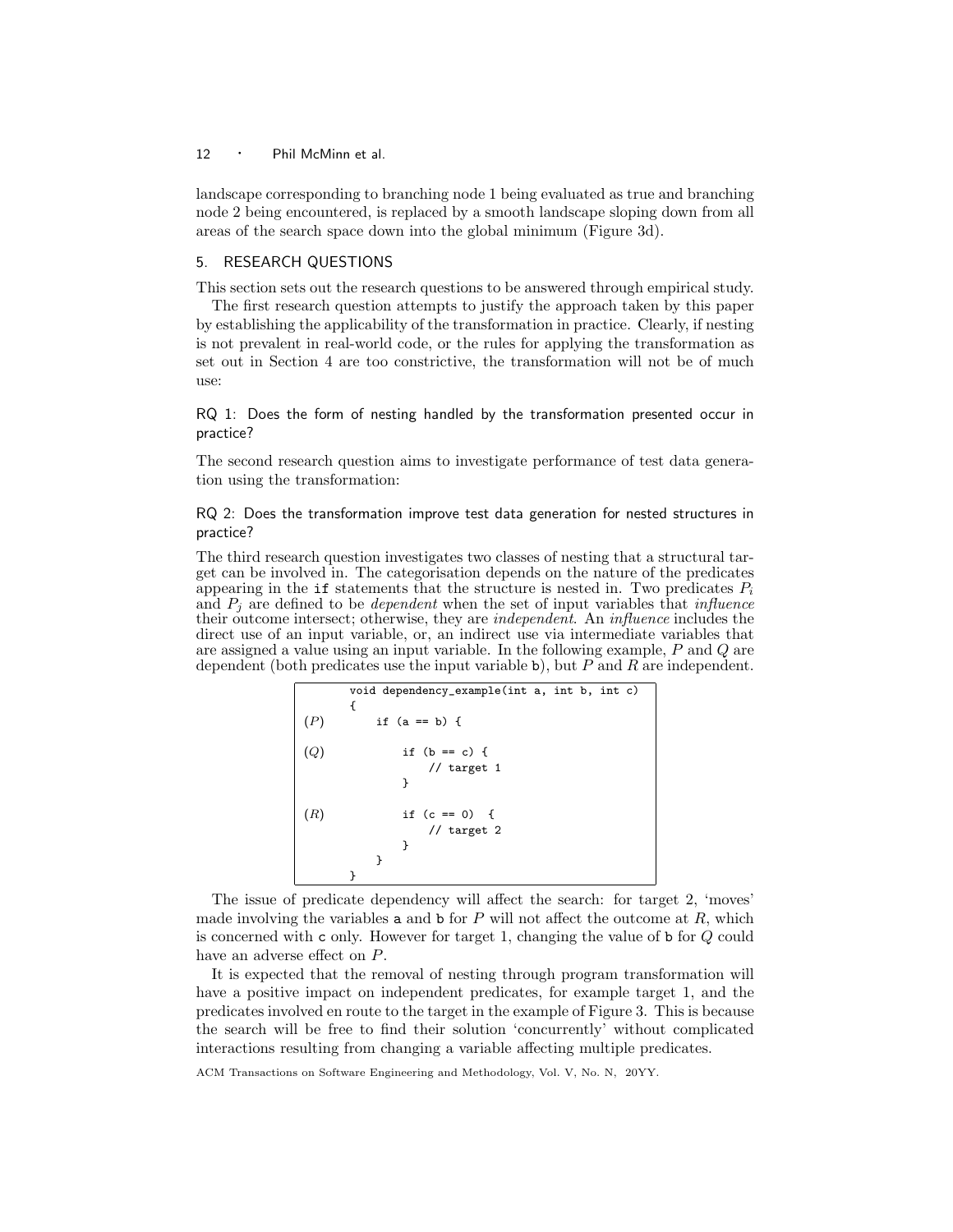landscape corresponding to branching node 1 being evaluated as true and branching node 2 being encountered, is replaced by a smooth landscape sloping down from all areas of the search space down into the global minimum (Figure 3d).

## 5. RESEARCH QUESTIONS

This section sets out the research questions to be answered through empirical study.

The first research question attempts to justify the approach taken by this paper by establishing the applicability of the transformation in practice. Clearly, if nesting is not prevalent in real-world code, or the rules for applying the transformation as set out in Section 4 are too constrictive, the transformation will not be of much use:

RQ 1: Does the form of nesting handled by the transformation presented occur in practice?

The second research question aims to investigate performance of test data generation using the transformation:

RQ 2: Does the transformation improve test data generation for nested structures in practice?

The third research question investigates two classes of nesting that a structural target can be involved in. The categorisation depends on the nature of the predicates appearing in the `if` statements that the structure is nested in. Two predicates $P_i$ and $P_j$ are defined to be *dependent* when the set of input variables that *influence* their outcome intersect; otherwise, they are *independent*. An *influence* includes the direct use of an input variable, or, an indirect use via intermediate variables that are assigned a value using an input variable. In the following example, $P$ and $Q$ are dependent (both predicates use the input variable `b`), but $P$ and $R$ are independent.

```
      void dependency_example(int a, int b, int c)
      {
(P)       if (a == b) {

(Q)           if (b == c) {
                  // target 1
              }

(R)           if (c == 0)  {
                  // target 2
              }
          }
      }
```

The issue of predicate dependency will affect the search: for target 2, 'moves' made involving the variables `a` and `b` for $P$ will not affect the outcome at $R$, which is concerned with `c` only. However for target 1, changing the value of `b` for $Q$ could have an adverse effect on $P$.

It is expected that the removal of nesting through program transformation will have a positive impact on independent predicates, for example target 1, and the predicates involved en route to the target in the example of Figure 3. This is because the search will be free to find their solution 'concurrently' without complicated interactions resulting from changing a variable affecting multiple predicates.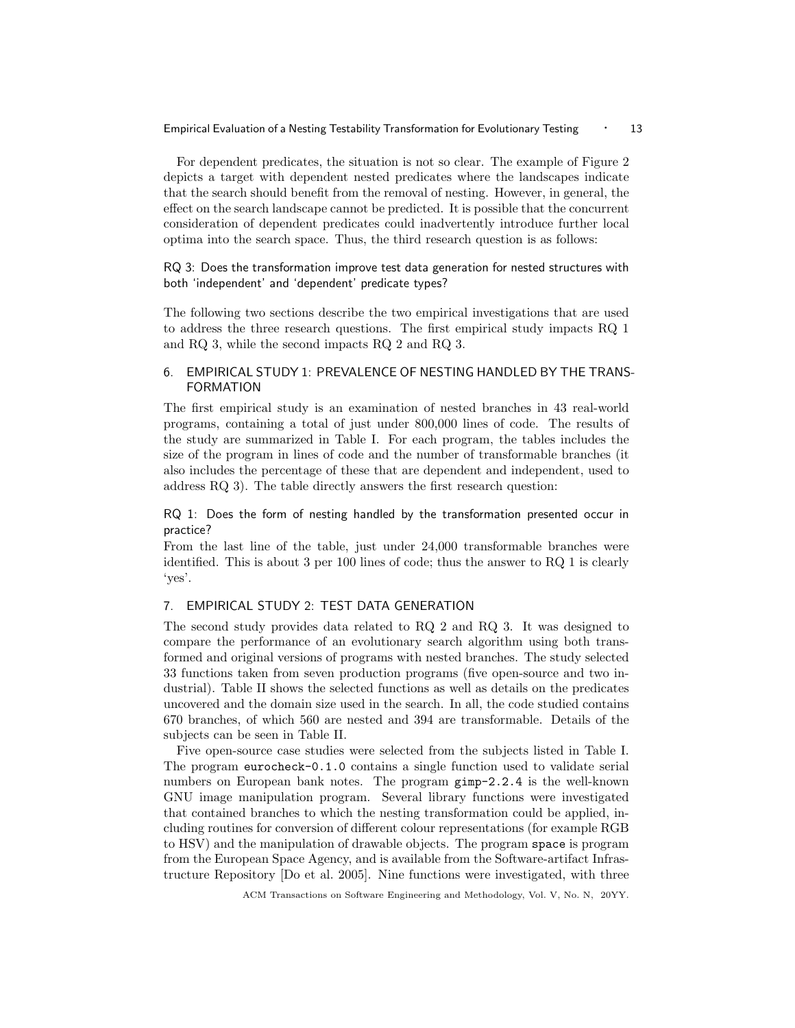For dependent predicates, the situation is not so clear. The example of Figure 2 depicts a target with dependent nested predicates where the landscapes indicate that the search should benefit from the removal of nesting. However, in general, the effect on the search landscape cannot be predicted. It is possible that the concurrent consideration of dependent predicates could inadvertently introduce further local optima into the search space. Thus, the third research question is as follows:

RQ 3: Does the transformation improve test data generation for nested structures with both 'independent' and 'dependent' predicate types?

The following two sections describe the two empirical investigations that are used to address the three research questions. The first empirical study impacts RQ 1 and RQ 3, while the second impacts RQ 2 and RQ 3.

## 6. EMPIRICAL STUDY 1: PREVALENCE OF NESTING HANDLED BY THE TRANSFORMATION

The first empirical study is an examination of nested branches in 43 real-world programs, containing a total of just under 800,000 lines of code. The results of the study are summarized in Table I. For each program, the tables includes the size of the program in lines of code and the number of transformable branches (it also includes the percentage of these that are dependent and independent, used to address RQ 3). The table directly answers the first research question:

RQ 1: Does the form of nesting handled by the transformation presented occur in practice?

From the last line of the table, just under 24,000 transformable branches were identified. This is about 3 per 100 lines of code; thus the answer to RQ 1 is clearly 'yes'.

## 7. EMPIRICAL STUDY 2: TEST DATA GENERATION

The second study provides data related to RQ 2 and RQ 3. It was designed to compare the performance of an evolutionary search algorithm using both transformed and original versions of programs with nested branches. The study selected 33 functions taken from seven production programs (five open-source and two industrial). Table II shows the selected functions as well as details on the predicates uncovered and the domain size used in the search. In all, the code studied contains 670 branches, of which 560 are nested and 394 are transformable. Details of the subjects can be seen in Table II.

Five open-source case studies were selected from the subjects listed in Table I. The program `eurocheck-0.1.0` contains a single function used to validate serial numbers on European bank notes. The program `gimp-2.2.4` is the well-known GNU image manipulation program. Several library functions were investigated that contained branches to which the nesting transformation could be applied, including routines for conversion of different colour representations (for example RGB to HSV) and the manipulation of drawable objects. The program `space` is program from the European Space Agency, and is available from the Software-artifact Infrastructure Repository [Do et al. 2005]. Nine functions were investigated, with three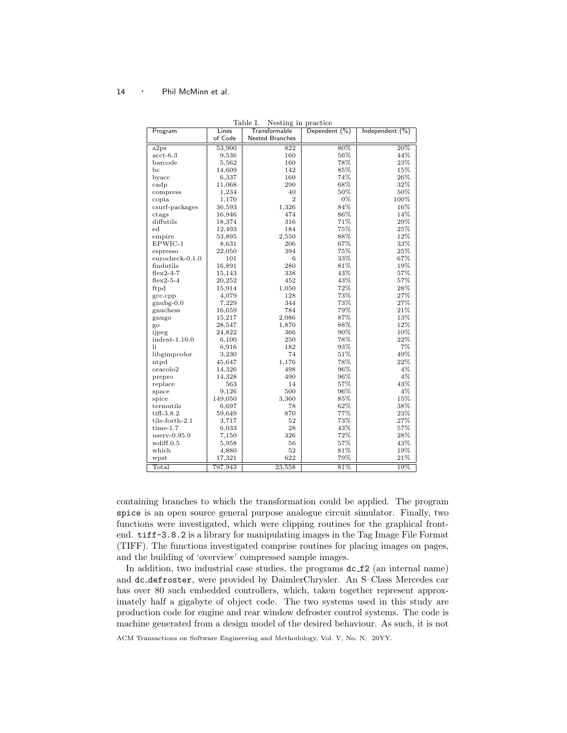Table I. Nesting in practice

| Program | Lines of Code | Transformable Nested Branches | Dependent (%) | Independent (%) |
|---|---|---|---|---|
| a2ps | 53,900 | 822 | 80% | 20% |
| acct-6.3 | 9,536 | 160 | 56% | 44% |
| barcode | 5,562 | 160 | 78% | 23% |
| bc | 14,609 | 142 | 85% | 15% |
| byacc | 6,337 | 160 | 74% | 26% |
| cadp | 11,068 | 290 | 68% | 32% |
| compress | 1,234 | 40 | 50% | 50% |
| copia | 1,170 | 2 | 0% | 100% |
| csurf-packages | 36,593 | 1,326 | 84% | 16% |
| ctags | 16,946 | 474 | 86% | 14% |
| diffutils | 18,374 | 316 | 71% | 29% |
| ed | 12,493 | 184 | 75% | 25% |
| empire | 53,895 | 2,550 | 88% | 12% |
| EPWIC-1 | 8,631 | 206 | 67% | 33% |
| espresso | 22,050 | 394 | 75% | 25% |
| eurocheck-0.1.0 | 101 | 6 | 33% | 67% |
| findutils | 16,891 | 280 | 81% | 19% |
| flex2-4-7 | 15,143 | 338 | 43% | 57% |
| flex2-5-4 | 20,252 | 452 | 43% | 57% |
| ftpd | 15,914 | 1,050 | 72% | 28% |
| gcc.cpp | 4,079 | 128 | 73% | 27% |
| gnubg-0.0 | 7,229 | 344 | 73% | 27% |
| gnuchess | 16,659 | 784 | 79% | 21% |
| gnugo | 15,217 | 2,086 | 87% | 13% |
| go | 28,547 | 1,870 | 88% | 12% |
| ijpeg | 24,822 | 366 | 90% | 10% |
| indent-1.10.0 | 6,100 | 250 | 78% | 22% |
| li | 6,916 | 182 | 93% | 7% |
| libgimpcolor | 3,230 | 74 | 51% | 49% |
| ntpd | 45,647 | 1,176 | 78% | 22% |
| oracolo2 | 14,326 | 498 | 96% | 4% |
| prepro | 14,328 | 490 | 96% | 4% |
| replace | 563 | 14 | 57% | 43% |
| space | 9,126 | 500 | 96% | 4% |
| spice | 149,050 | 3,360 | 85% | 15% |
| termutils | 6,697 | 78 | 62% | 38% |
| tiff-3.8.2 | 59,649 | 870 | 77% | 23% |
| tile-forth-2.1 | 3,717 | 52 | 73% | 27% |
| time-1.7 | 6,033 | 28 | 43% | 57% |
| userv-0.95.0 | 7,150 | 326 | 72% | 28% |
| wdiff.0.5 | 5,958 | 56 | 57% | 43% |
| which | 4,880 | 52 | 81% | 19% |
| wpst | 17,321 | 622 | 79% | 21% |
| Total | 797,943 | 23,558 | 81% | 19% |

containing branches to which the transformation could be applied. The program `spice` is an open source general purpose analogue circuit simulator. Finally, two functions were investigated, which were clipping routines for the graphical front-end. `tiff-3.8.2` is a library for manipulating images in the Tag Image File Format (TIFF). The functions investigated comprise routines for placing images on pages, and the building of 'overview' compressed sample images.

In addition, two industrial case studies, the programs `dc_f2` (an internal name) and `dc_defroster`, were provided by DaimlerChrysler. An S–Class Mercedes car has over 80 such embedded controllers, which, taken together represent approximately half a gigabyte of object code. The two systems used in this study are production code for engine and rear window defroster control systems. The code is machine generated from a design model of the desired behaviour. As such, it is not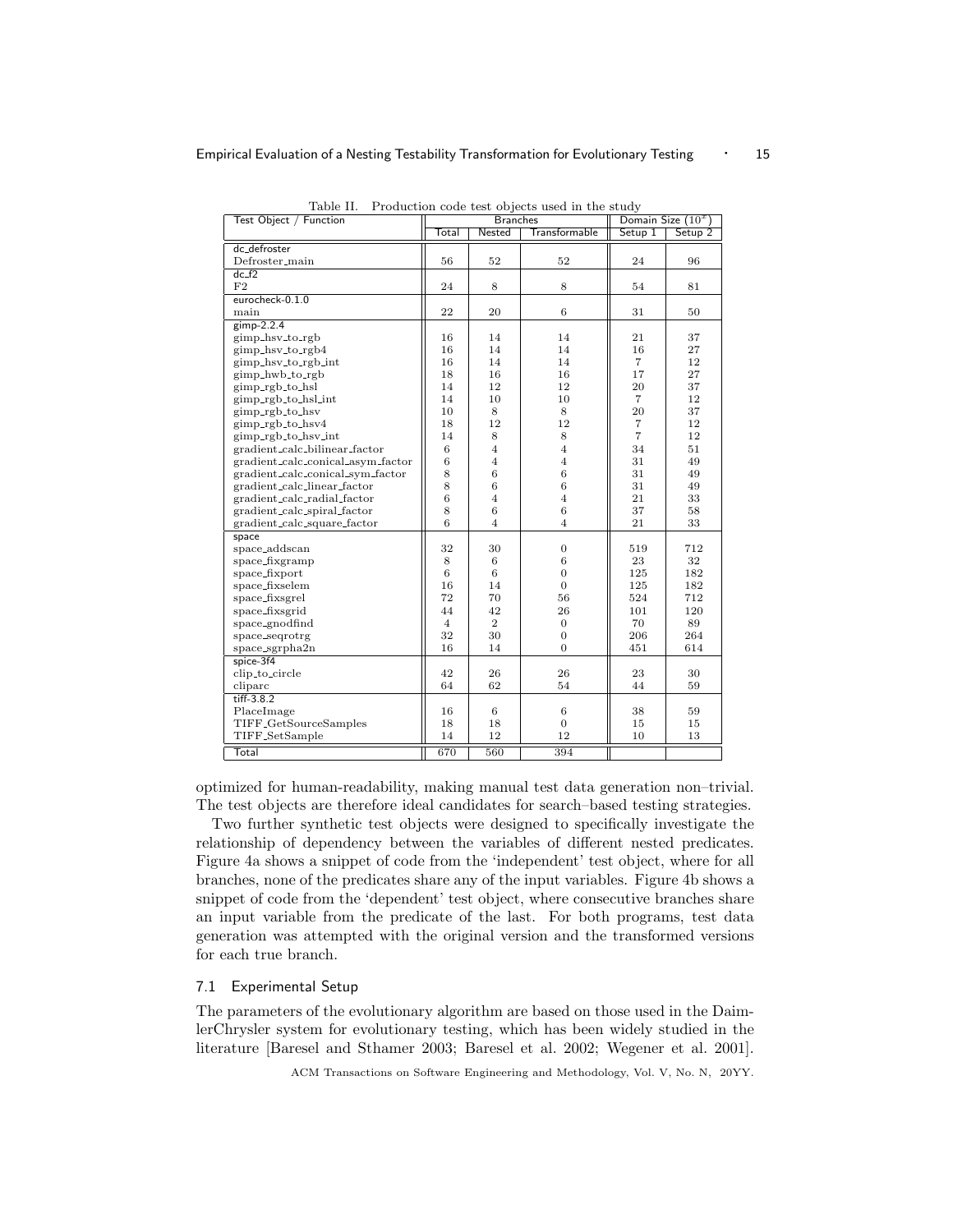Table II. Production code test objects used in the study

| Test Object / Function | Branches | | | Domain Size ($10^x$) | |
|---|---|---|---|---|---|
| | Total | Nested | Transformable | Setup 1 | Setup 2 |
| **dc_defroster** | | | | | |
| Defroster_main | 56 | 52 | 52 | 24 | 96 |
| **dc_f2** | | | | | |
| F2 | 24 | 8 | 8 | 54 | 81 |
| **eurocheck-0.1.0** | | | | | |
| main | 22 | 20 | 6 | 31 | 50 |
| **gimp-2.2.4** | | | | | |
| gimp_hsv_to_rgb | 16 | 14 | 14 | 21 | 37 |
| gimp_hsv_to_rgb4 | 16 | 14 | 14 | 16 | 27 |
| gimp_hsv_to_rgb_int | 16 | 14 | 14 | 7 | 12 |
| gimp_hwb_to_rgb | 18 | 16 | 16 | 17 | 27 |
| gimp_rgb_to_hsl | 14 | 12 | 12 | 20 | 37 |
| gimp_rgb_to_hsl_int | 14 | 10 | 10 | 7 | 12 |
| gimp_rgb_to_hsv | 10 | 8 | 8 | 20 | 37 |
| gimp_rgb_to_hsv4 | 18 | 12 | 12 | 7 | 12 |
| gimp_rgb_to_hsv_int | 14 | 8 | 8 | 7 | 12 |
| gradient_calc_bilinear_factor | 6 | 4 | 4 | 34 | 51 |
| gradient_calc_conical_asym_factor | 6 | 4 | 4 | 31 | 49 |
| gradient_calc_conical_sym_factor | 8 | 6 | 6 | 31 | 49 |
| gradient_calc_linear_factor | 8 | 6 | 6 | 31 | 49 |
| gradient_calc_radial_factor | 6 | 4 | 4 | 21 | 33 |
| gradient_calc_spiral_factor | 8 | 6 | 6 | 37 | 58 |
| gradient_calc_square_factor | 6 | 4 | 4 | 21 | 33 |
| **space** | | | | | |
| space_addscan | 32 | 30 | 0 | 519 | 712 |
| space_fixgramp | 8 | 6 | 6 | 23 | 32 |
| space_fixport | 6 | 6 | 0 | 125 | 182 |
| space_fixselem | 16 | 14 | 0 | 125 | 182 |
| space_fixsgrel | 72 | 70 | 56 | 524 | 712 |
| space_fixsgrid | 44 | 42 | 26 | 101 | 120 |
| space_gnodfind | 4 | 2 | 0 | 70 | 89 |
| space_seqrotrg | 32 | 30 | 0 | 206 | 264 |
| space_sgrpha2n | 16 | 14 | 0 | 451 | 614 |
| **spice-3f4** | | | | | |
| clip_to_circle | 42 | 26 | 26 | 23 | 30 |
| cliparc | 64 | 62 | 54 | 44 | 59 |
| **tiff-3.8.2** | | | | | |
| PlaceImage | 16 | 6 | 6 | 38 | 59 |
| TIFF_GetSourceSamples | 18 | 18 | 0 | 15 | 15 |
| TIFF_SetSample | 14 | 12 | 12 | 10 | 13 |
| **Total** | 670 | 560 | 394 | | |

optimized for human-readability, making manual test data generation non–trivial. The test objects are therefore ideal candidates for search–based testing strategies.

Two further synthetic test objects were designed to specifically investigate the relationship of dependency between the variables of different nested predicates. Figure 4a shows a snippet of code from the 'independent' test object, where for all branches, none of the predicates share any of the input variables. Figure 4b shows a snippet of code from the 'dependent' test object, where consecutive branches share an input variable from the predicate of the last. For both programs, test data generation was attempted with the original version and the transformed versions for each true branch.

### 7.1 Experimental Setup

The parameters of the evolutionary algorithm are based on those used in the DaimlerChrysler system for evolutionary testing, which has been widely studied in the literature [Baresel and Sthamer 2003; Baresel et al. 2002; Wegener et al. 2001].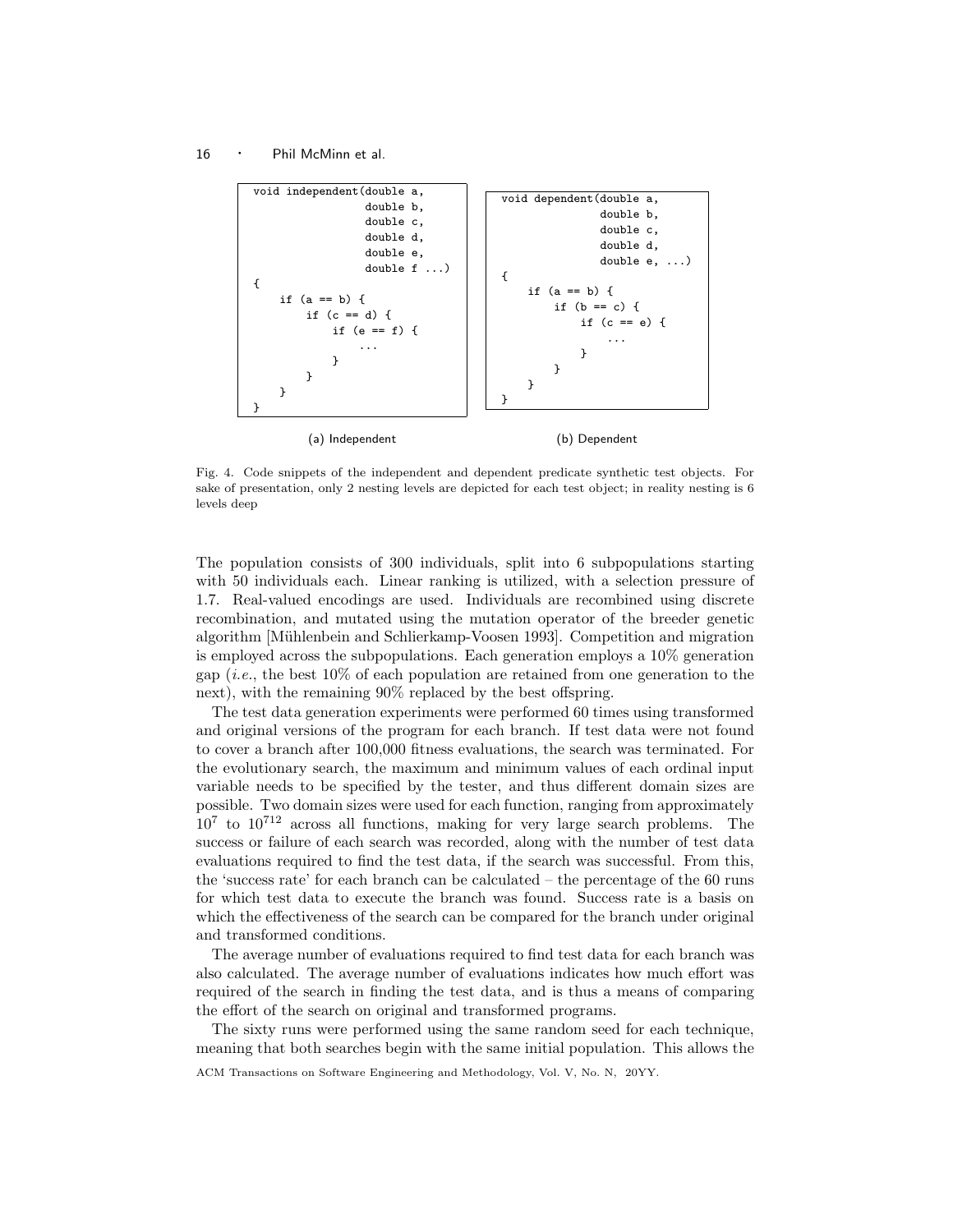```
void independent(double a,
                 double b,
                 double c,
                 double d,
                 double e,
                 double f ...)
{
    if (a == b) {
        if (c == d) {
            if (e == f) {
                ...
            }
        }
    }
}
```

(a) Independent

```
void dependent(double a,
               double b,
               double c,
               double d,
               double e, ...)
{
    if (a == b) {
        if (b == c) {
            if (c == e) {
                ...
            }
        }
    }
}
```

(b) Dependent

Fig. 4. Code snippets of the independent and dependent predicate synthetic test objects. For sake of presentation, only 2 nesting levels are depicted for each test object; in reality nesting is 6 levels deep

The population consists of 300 individuals, split into 6 subpopulations starting with 50 individuals each. Linear ranking is utilized, with a selection pressure of 1.7. Real-valued encodings are used. Individuals are recombined using discrete recombination, and mutated using the mutation operator of the breeder genetic algorithm [Mühlenbein and Schlierkamp-Voosen 1993]. Competition and migration is employed across the subpopulations. Each generation employs a 10% generation gap (*i.e.*, the best 10% of each population are retained from one generation to the next), with the remaining 90% replaced by the best offspring.

The test data generation experiments were performed 60 times using transformed and original versions of the program for each branch. If test data were not found to cover a branch after 100,000 fitness evaluations, the search was terminated. For the evolutionary search, the maximum and minimum values of each ordinal input variable needs to be specified by the tester, and thus different domain sizes are possible. Two domain sizes were used for each function, ranging from approximately $10^7$ to $10^{712}$ across all functions, making for very large search problems. The success or failure of each search was recorded, along with the number of test data evaluations required to find the test data, if the search was successful. From this, the 'success rate' for each branch can be calculated – the percentage of the 60 runs for which test data to execute the branch was found. Success rate is a basis on which the effectiveness of the search can be compared for the branch under original and transformed conditions.

The average number of evaluations required to find test data for each branch was also calculated. The average number of evaluations indicates how much effort was required of the search in finding the test data, and is thus a means of comparing the effort of the search on original and transformed programs.

The sixty runs were performed using the same random seed for each technique, meaning that both searches begin with the same initial population. This allows the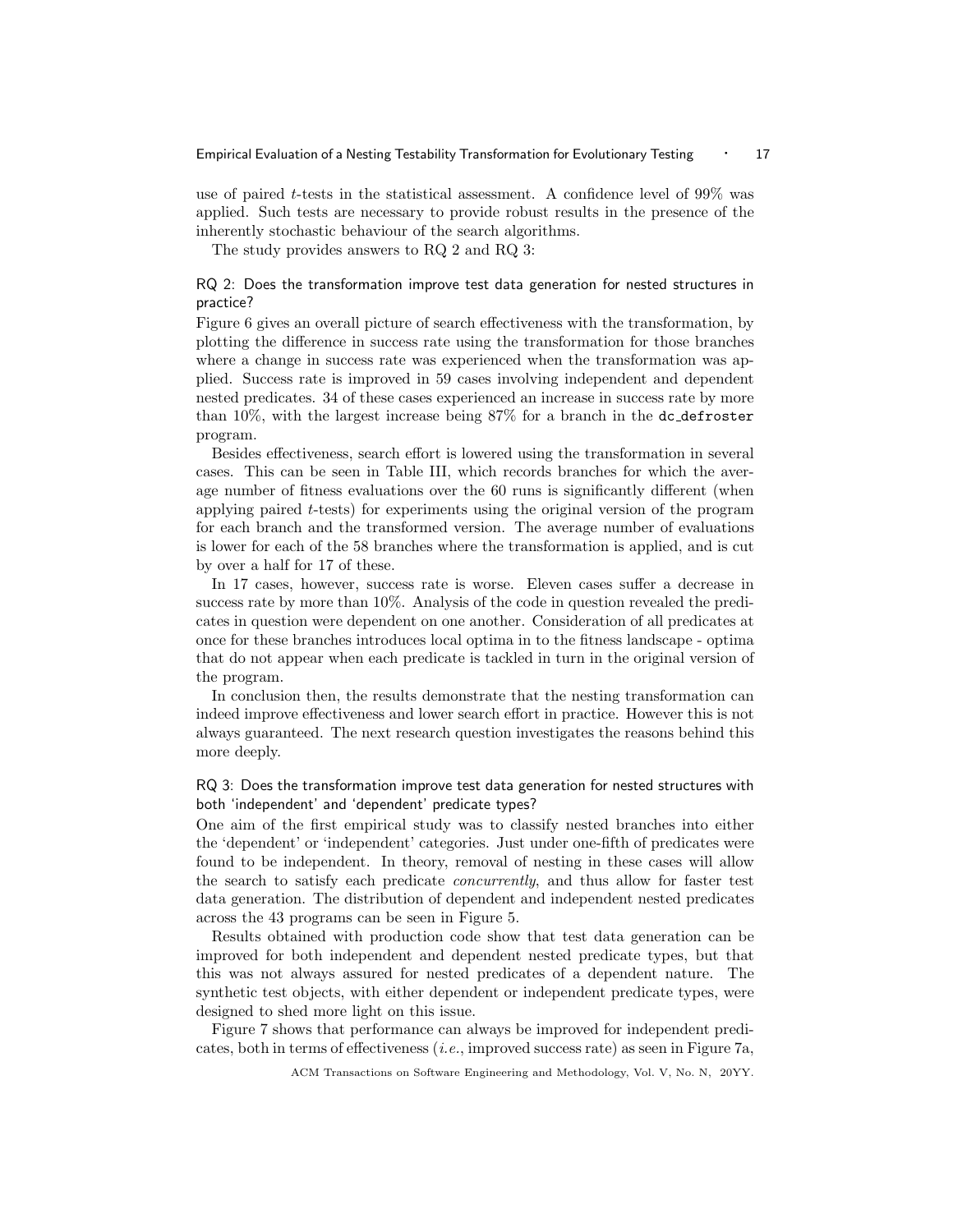use of paired $t$-tests in the statistical assessment. A confidence level of 99% was applied. Such tests are necessary to provide robust results in the presence of the inherently stochastic behaviour of the search algorithms.

The study provides answers to RQ 2 and RQ 3:

RQ 2: Does the transformation improve test data generation for nested structures in practice?

Figure 6 gives an overall picture of search effectiveness with the transformation, by plotting the difference in success rate using the transformation for those branches where a change in success rate was experienced when the transformation was applied. Success rate is improved in 59 cases involving independent and dependent nested predicates. 34 of these cases experienced an increase in success rate by more than 10%, with the largest increase being 87% for a branch in the `dc_defroster` program.

Besides effectiveness, search effort is lowered using the transformation in several cases. This can be seen in Table III, which records branches for which the average number of fitness evaluations over the 60 runs is significantly different (when applying paired $t$-tests) for experiments using the original version of the program for each branch and the transformed version. The average number of evaluations is lower for each of the 58 branches where the transformation is applied, and is cut by over a half for 17 of these.

In 17 cases, however, success rate is worse. Eleven cases suffer a decrease in success rate by more than 10%. Analysis of the code in question revealed the predicates in question were dependent on one another. Consideration of all predicates at once for these branches introduces local optima in to the fitness landscape - optima that do not appear when each predicate is tackled in turn in the original version of the program.

In conclusion then, the results demonstrate that the nesting transformation can indeed improve effectiveness and lower search effort in practice. However this is not always guaranteed. The next research question investigates the reasons behind this more deeply.

RQ 3: Does the transformation improve test data generation for nested structures with both 'independent' and 'dependent' predicate types?

One aim of the first empirical study was to classify nested branches into either the 'dependent' or 'independent' categories. Just under one-fifth of predicates were found to be independent. In theory, removal of nesting in these cases will allow the search to satisfy each predicate *concurrently*, and thus allow for faster test data generation. The distribution of dependent and independent nested predicates across the 43 programs can be seen in Figure 5.

Results obtained with production code show that test data generation can be improved for both independent and dependent nested predicate types, but that this was not always assured for nested predicates of a dependent nature. The synthetic test objects, with either dependent or independent predicate types, were designed to shed more light on this issue.

Figure 7 shows that performance can always be improved for independent predicates, both in terms of effectiveness (*i.e.*, improved success rate) as seen in Figure 7a,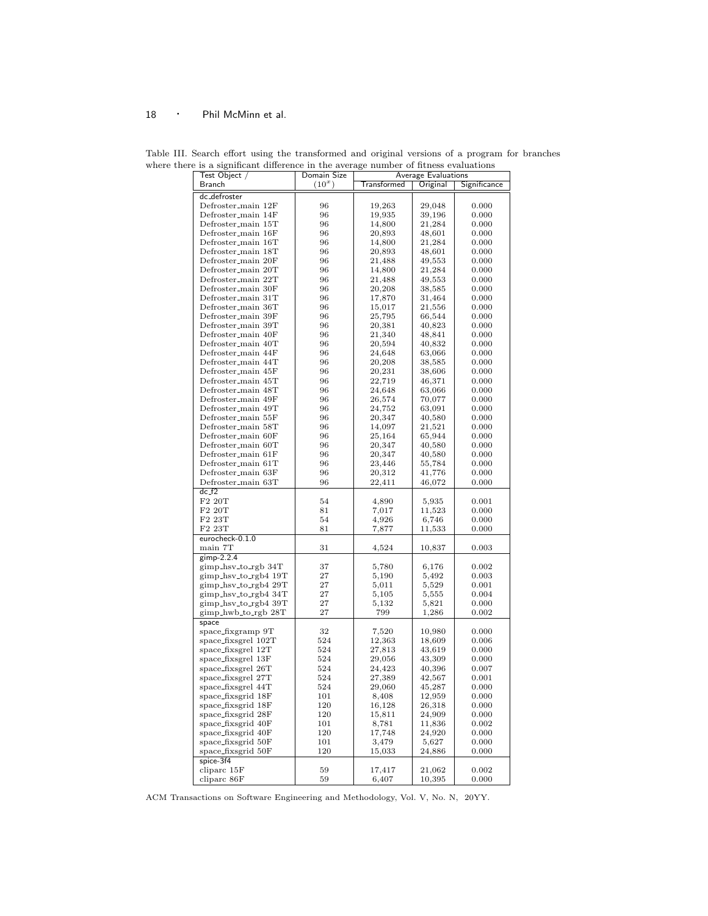Table III. Search effort using the transformed and original versions of a program for branches where there is a significant difference in the average number of fitness evaluations

| Test Object / Branch | Domain Size ($10^x$) | Average Evaluations | | |
|---|---|---|---|---|
| | | Transformed | Original | Significance |
| **dc_defroster** | | | | |
| Defroster_main 12F | 96 | 19,263 | 29,048 | 0.000 |
| Defroster_main 14F | 96 | 19,935 | 39,196 | 0.000 |
| Defroster_main 15T | 96 | 14,800 | 21,284 | 0.000 |
| Defroster_main 16F | 96 | 20,893 | 48,601 | 0.000 |
| Defroster_main 16T | 96 | 14,800 | 21,284 | 0.000 |
| Defroster_main 18T | 96 | 20,893 | 48,601 | 0.000 |
| Defroster_main 20F | 96 | 21,488 | 49,553 | 0.000 |
| Defroster_main 20T | 96 | 14,800 | 21,284 | 0.000 |
| Defroster_main 22T | 96 | 21,488 | 49,553 | 0.000 |
| Defroster_main 30F | 96 | 20,208 | 38,585 | 0.000 |
| Defroster_main 31T | 96 | 17,870 | 31,464 | 0.000 |
| Defroster_main 36T | 96 | 15,017 | 21,556 | 0.000 |
| Defroster_main 39F | 96 | 25,795 | 66,544 | 0.000 |
| Defroster_main 39T | 96 | 20,381 | 40,823 | 0.000 |
| Defroster_main 40F | 96 | 21,340 | 48,841 | 0.000 |
| Defroster_main 40T | 96 | 20,594 | 40,832 | 0.000 |
| Defroster_main 44F | 96 | 24,648 | 63,066 | 0.000 |
| Defroster_main 44T | 96 | 20,208 | 38,585 | 0.000 |
| Defroster_main 45F | 96 | 20,231 | 38,606 | 0.000 |
| Defroster_main 45T | 96 | 22,719 | 46,371 | 0.000 |
| Defroster_main 48T | 96 | 24,648 | 63,066 | 0.000 |
| Defroster_main 49F | 96 | 26,574 | 70,077 | 0.000 |
| Defroster_main 49T | 96 | 24,752 | 63,091 | 0.000 |
| Defroster_main 55F | 96 | 20,347 | 40,580 | 0.000 |
| Defroster_main 58T | 96 | 14,097 | 21,521 | 0.000 |
| Defroster_main 60F | 96 | 25,164 | 65,944 | 0.000 |
| Defroster_main 60T | 96 | 20,347 | 40,580 | 0.000 |
| Defroster_main 61F | 96 | 20,347 | 40,580 | 0.000 |
| Defroster_main 61T | 96 | 23,446 | 55,784 | 0.000 |
| Defroster_main 63F | 96 | 20,312 | 41,776 | 0.000 |
| Defroster_main 63T | 96 | 22,411 | 46,072 | 0.000 |
| **dc_f2** | | | | |
| F2 20T | 54 | 4,890 | 5,935 | 0.001 |
| F2 20T | 81 | 7,017 | 11,523 | 0.000 |
| F2 23T | 54 | 4,926 | 6,746 | 0.000 |
| F2 23T | 81 | 7,877 | 11,533 | 0.000 |
| **eurocheck-0.1.0** | | | | |
| main 7T | 31 | 4,524 | 10,837 | 0.003 |
| **gimp-2.2.4** | | | | |
| gimp_hsv_to_rgb 34T | 37 | 5,780 | 6,176 | 0.002 |
| gimp_hsv_to_rgb4 19T | 27 | 5,190 | 5,492 | 0.003 |
| gimp_hsv_to_rgb4 29T | 27 | 5,011 | 5,529 | 0.001 |
| gimp_hsv_to_rgb4 34T | 27 | 5,105 | 5,555 | 0.004 |
| gimp_hsv_to_rgb4 39T | 27 | 5,132 | 5,821 | 0.000 |
| gimp_hwb_to_rgb 28T | 27 | 799 | 1,286 | 0.002 |
| **space** | | | | |
| space_fixgramp 9T | 32 | 7,520 | 10,980 | 0.000 |
| space_fixsgrel 102T | 524 | 12,363 | 18,609 | 0.006 |
| space_fixsgrel 12T | 524 | 27,813 | 43,619 | 0.000 |
| space_fixsgrel 13F | 524 | 29,056 | 43,309 | 0.000 |
| space_fixsgrel 26T | 524 | 24,423 | 40,396 | 0.007 |
| space_fixsgrel 27T | 524 | 27,389 | 42,567 | 0.001 |
| space_fixsgrel 44T | 524 | 29,060 | 45,287 | 0.000 |
| space_fixsgrid 18F | 101 | 8,408 | 12,959 | 0.000 |
| space_fixsgrid 18F | 120 | 16,128 | 26,318 | 0.000 |
| space_fixsgrid 28F | 120 | 15,811 | 24,909 | 0.000 |
| space_fixsgrid 40F | 101 | 8,781 | 11,836 | 0.002 |
| space_fixsgrid 40F | 120 | 17,748 | 24,920 | 0.000 |
| space_fixsgrid 50F | 101 | 3,479 | 5,627 | 0.000 |
| space_fixsgrid 50F | 120 | 15,033 | 24,886 | 0.000 |
| **spice-3f4** | | | | |
| cliparc 15F | 59 | 17,417 | 21,062 | 0.002 |
| cliparc 86F | 59 | 6,407 | 10,395 | 0.000 |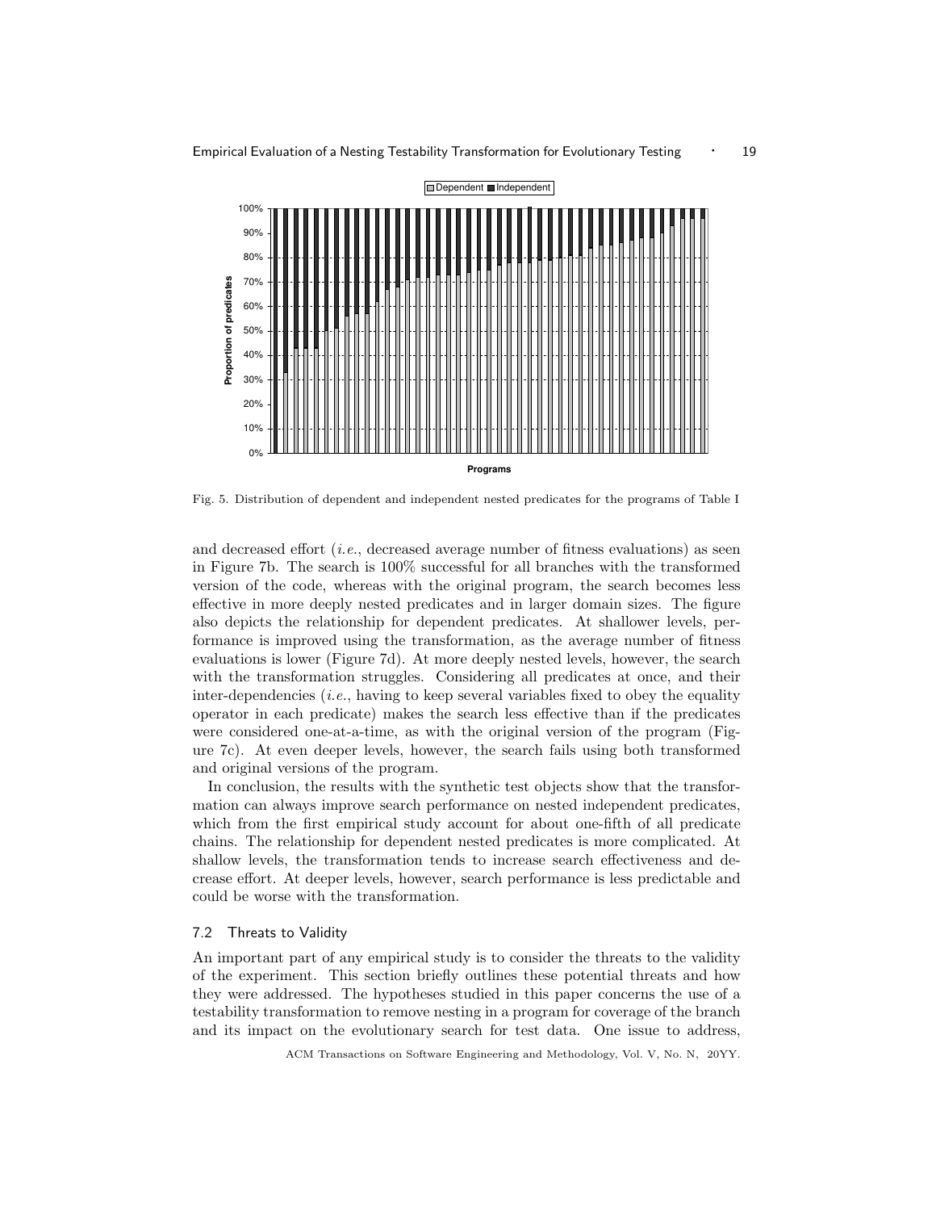Fig. 5. Distribution of dependent and independent nested predicates for the programs of Table I

and decreased effort (*i.e.*, decreased average number of fitness evaluations) as seen in Figure 7b. The search is 100% successful for all branches with the transformed version of the code, whereas with the original program, the search becomes less effective in more deeply nested predicates and in larger domain sizes. The figure also depicts the relationship for dependent predicates. At shallower levels, performance is improved using the transformation, as the average number of fitness evaluations is lower (Figure 7d). At more deeply nested levels, however, the search with the transformation struggles. Considering all predicates at once, and their inter-dependencies (*i.e.*, having to keep several variables fixed to obey the equality operator in each predicate) makes the search less effective than if the predicates were considered one-at-a-time, as with the original version of the program (Figure 7c). At even deeper levels, however, the search fails using both transformed and original versions of the program.

In conclusion, the results with the synthetic test objects show that the transformation can always improve search performance on nested independent predicates, which from the first empirical study account for about one-fifth of all predicate chains. The relationship for dependent nested predicates is more complicated. At shallow levels, the transformation tends to increase search effectiveness and decrease effort. At deeper levels, however, search performance is less predictable and could be worse with the transformation.

### 7.2 Threats to Validity

An important part of any empirical study is to consider the threats to the validity of the experiment. This section briefly outlines these potential threats and how they were addressed. The hypotheses studied in this paper concerns the use of a testability transformation to remove nesting in a program for coverage of the branch and its impact on the evolutionary search for test data. One issue to address,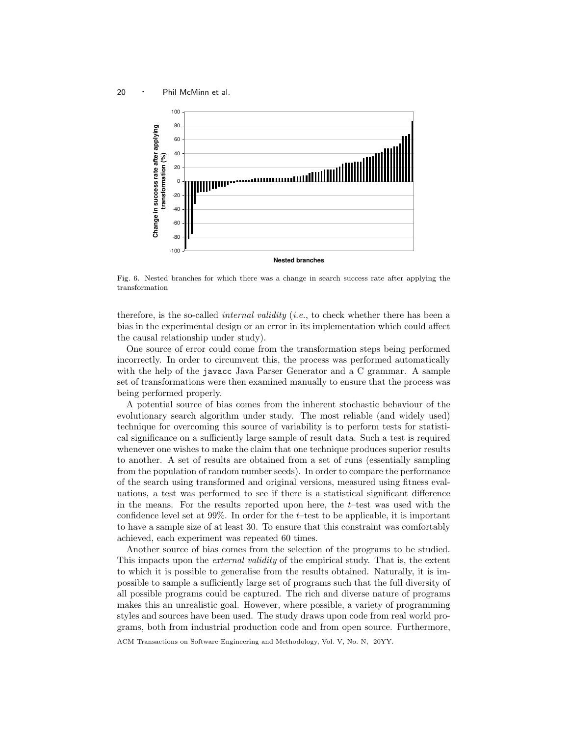100
80
60
40
20
0
-20
-40
-60
-80
-100

Change in success rate after applying transformation (%)

Nested branches

Fig. 6. Nested branches for which there was a change in search success rate after applying the transformation

therefore, is the so-called *internal validity* (*i.e.*, to check whether there has been a bias in the experimental design or an error in its implementation which could affect the causal relationship under study).

One source of error could come from the transformation steps being performed incorrectly. In order to circumvent this, the process was performed automatically with the help of the `javacc` Java Parser Generator and a C grammar. A sample set of transformations were then examined manually to ensure that the process was being performed properly.

A potential source of bias comes from the inherent stochastic behaviour of the evolutionary search algorithm under study. The most reliable (and widely used) technique for overcoming this source of variability is to perform tests for statistical significance on a sufficiently large sample of result data. Such a test is required whenever one wishes to make the claim that one technique produces superior results to another. A set of results are obtained from a set of runs (essentially sampling from the population of random number seeds). In order to compare the performance of the search using transformed and original versions, measured using fitness evaluations, a test was performed to see if there is a statistical significant difference in the means. For the results reported upon here, the $t$–test was used with the confidence level set at 99%. In order for the $t$–test to be applicable, it is important to have a sample size of at least 30. To ensure that this constraint was comfortably achieved, each experiment was repeated 60 times.

Another source of bias comes from the selection of the programs to be studied. This impacts upon the *external validity* of the empirical study. That is, the extent to which it is possible to generalise from the results obtained. Naturally, it is impossible to sample a sufficiently large set of programs such that the full diversity of all possible programs could be captured. The rich and diverse nature of programs makes this an unrealistic goal. However, where possible, a variety of programming styles and sources have been used. The study draws upon code from real world programs, both from industrial production code and from open source. Furthermore,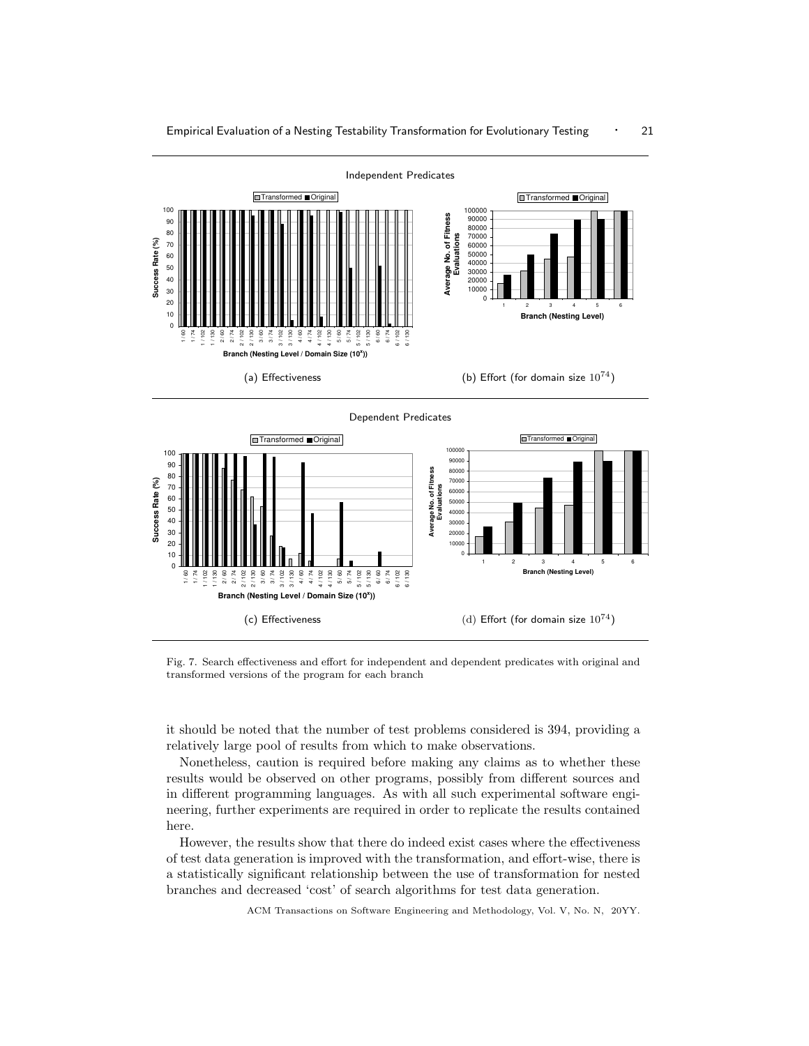Independent Predicates

(a) Effectiveness

(b) Effort (for domain size $10^{74}$)

Dependent Predicates

(c) Effectiveness

(d) Effort (for domain size $10^{74}$)

Fig. 7. Search effectiveness and effort for independent and dependent predicates with original and transformed versions of the program for each branch

it should be noted that the number of test problems considered is 394, providing a relatively large pool of results from which to make observations.

Nonetheless, caution is required before making any claims as to whether these results would be observed on other programs, possibly from different sources and in different programming languages. As with all such experimental software engineering, further experiments are required in order to replicate the results contained here.

However, the results show that there do indeed exist cases where the effectiveness of test data generation is improved with the transformation, and effort-wise, there is a statistically significant relationship between the use of transformation for nested branches and decreased 'cost' of search algorithms for test data generation.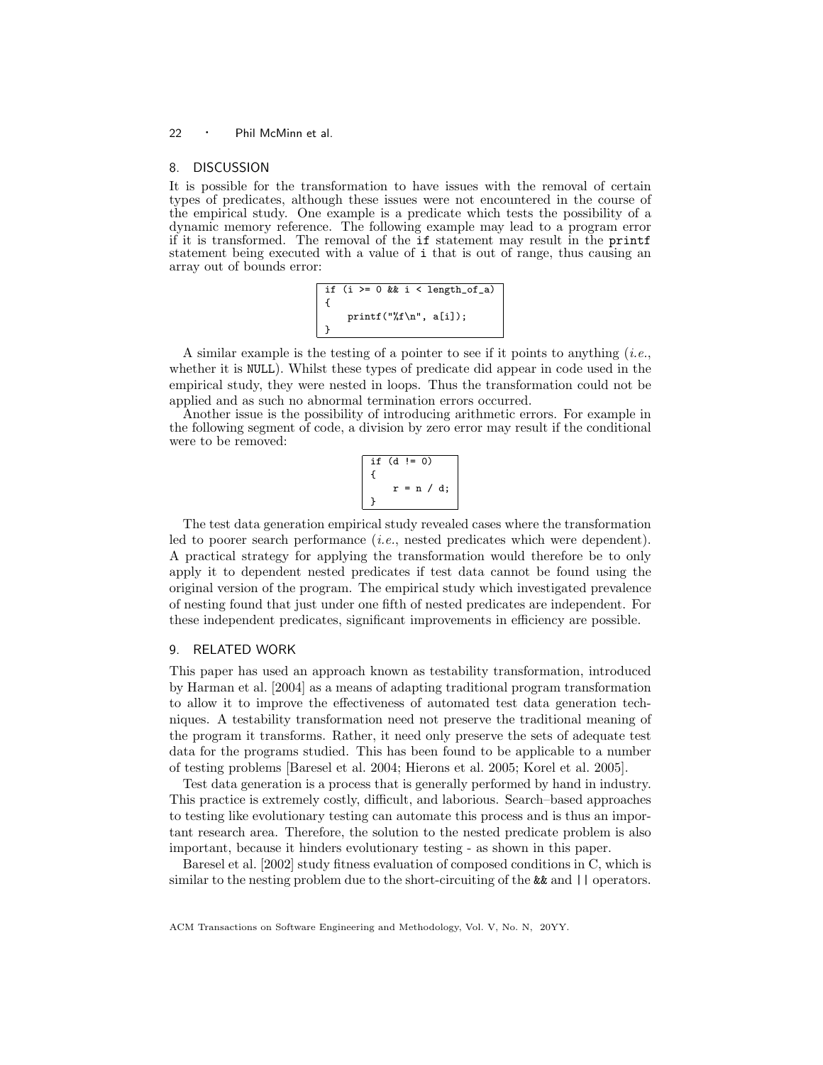## 8. DISCUSSION

It is possible for the transformation to have issues with the removal of certain types of predicates, although these issues were not encountered in the course of the empirical study. One example is a predicate which tests the possibility of a dynamic memory reference. The following example may lead to a program error if it is transformed. The removal of the `if` statement may result in the `printf` statement being executed with a value of `i` that is out of range, thus causing an array out of bounds error:

```
if (i >= 0 && i < length_of_a)
{
    printf("%f\n", a[i]);
}
```

A similar example is the testing of a pointer to see if it points to anything (*i.e.*, whether it is `NULL`). Whilst these types of predicate did appear in code used in the empirical study, they were nested in loops. Thus the transformation could not be applied and as such no abnormal termination errors occurred.

Another issue is the possibility of introducing arithmetic errors. For example in the following segment of code, a division by zero error may result if the conditional were to be removed:

```
if (d != 0)
{
    r = n / d;
}
```

The test data generation empirical study revealed cases where the transformation led to poorer search performance (*i.e.*, nested predicates which were dependent). A practical strategy for applying the transformation would therefore be to only apply it to dependent nested predicates if test data cannot be found using the original version of the program. The empirical study which investigated prevalence of nesting found that just under one fifth of nested predicates are independent. For these independent predicates, significant improvements in efficiency are possible.

## 9. RELATED WORK

This paper has used an approach known as testability transformation, introduced by Harman et al. [2004] as a means of adapting traditional program transformation to allow it to improve the effectiveness of automated test data generation techniques. A testability transformation need not preserve the traditional meaning of the program it transforms. Rather, it need only preserve the sets of adequate test data for the programs studied. This has been found to be applicable to a number of testing problems [Baresel et al. 2004; Hierons et al. 2005; Korel et al. 2005].

Test data generation is a process that is generally performed by hand in industry. This practice is extremely costly, difficult, and laborious. Search–based approaches to testing like evolutionary testing can automate this process and is thus an important research area. Therefore, the solution to the nested predicate problem is also important, because it hinders evolutionary testing - as shown in this paper.

Baresel et al. [2002] study fitness evaluation of composed conditions in C, which is similar to the nesting problem due to the short-circuiting of the `&&` and `||` operators.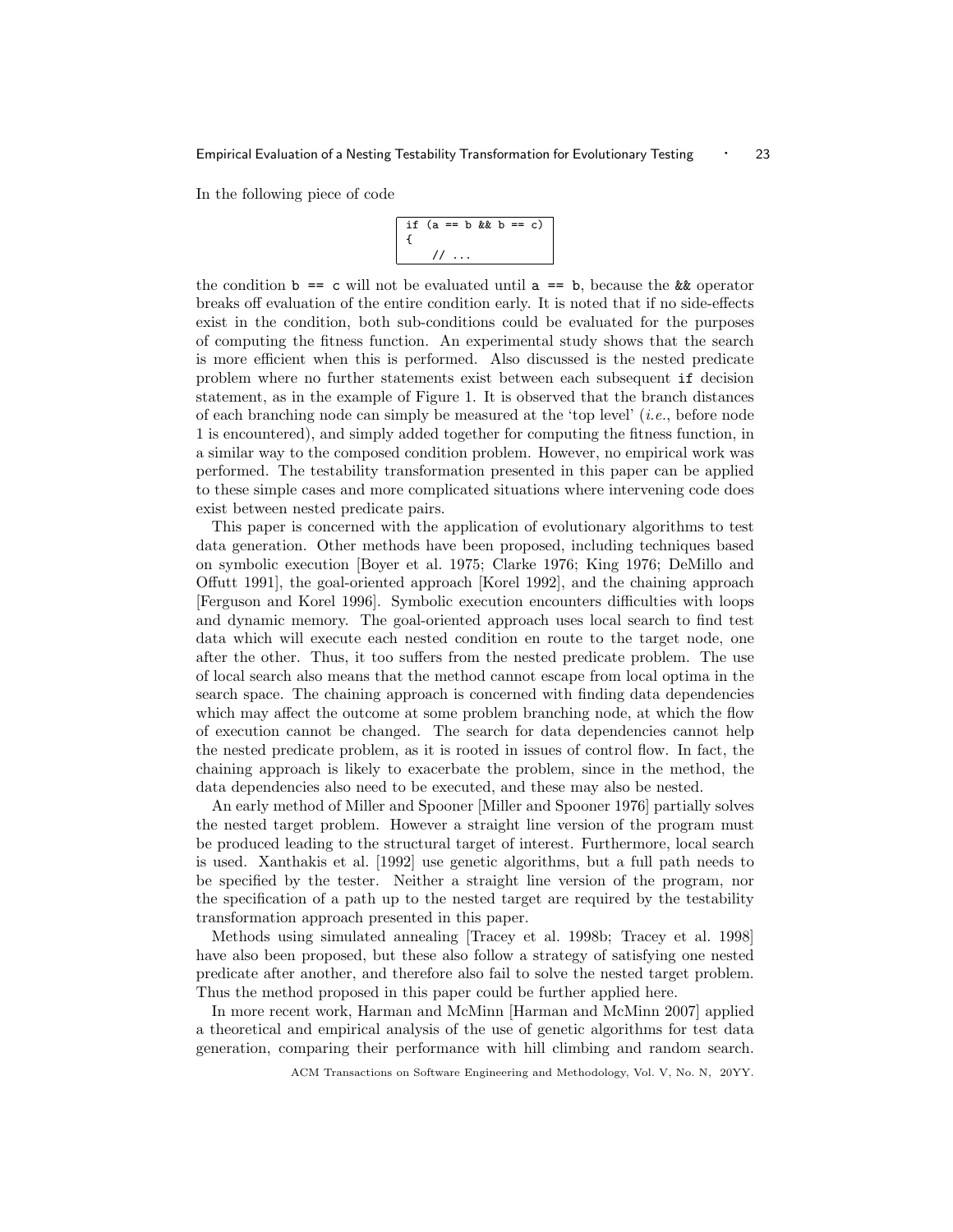In the following piece of code

```
if (a == b && b == c)
{
    // ...
```

the condition `b == c` will not be evaluated until `a == b`, because the `&&` operator breaks off evaluation of the entire condition early. It is noted that if no side-effects exist in the condition, both sub-conditions could be evaluated for the purposes of computing the fitness function. An experimental study shows that the search is more efficient when this is performed. Also discussed is the nested predicate problem where no further statements exist between each subsequent `if` decision statement, as in the example of Figure 1. It is observed that the branch distances of each branching node can simply be measured at the 'top level' (*i.e.*, before node 1 is encountered), and simply added together for computing the fitness function, in a similar way to the composed condition problem. However, no empirical work was performed. The testability transformation presented in this paper can be applied to these simple cases and more complicated situations where intervening code does exist between nested predicate pairs.

This paper is concerned with the application of evolutionary algorithms to test data generation. Other methods have been proposed, including techniques based on symbolic execution [Boyer et al. 1975; Clarke 1976; King 1976; DeMillo and Offutt 1991], the goal-oriented approach [Korel 1992], and the chaining approach [Ferguson and Korel 1996]. Symbolic execution encounters difficulties with loops and dynamic memory. The goal-oriented approach uses local search to find test data which will execute each nested condition en route to the target node, one after the other. Thus, it too suffers from the nested predicate problem. The use of local search also means that the method cannot escape from local optima in the search space. The chaining approach is concerned with finding data dependencies which may affect the outcome at some problem branching node, at which the flow of execution cannot be changed. The search for data dependencies cannot help the nested predicate problem, as it is rooted in issues of control flow. In fact, the chaining approach is likely to exacerbate the problem, since in the method, the data dependencies also need to be executed, and these may also be nested.

An early method of Miller and Spooner [Miller and Spooner 1976] partially solves the nested target problem. However a straight line version of the program must be produced leading to the structural target of interest. Furthermore, local search is used. Xanthakis et al. [1992] use genetic algorithms, but a full path needs to be specified by the tester. Neither a straight line version of the program, nor the specification of a path up to the nested target are required by the testability transformation approach presented in this paper.

Methods using simulated annealing [Tracey et al. 1998b; Tracey et al. 1998] have also been proposed, but these also follow a strategy of satisfying one nested predicate after another, and therefore also fail to solve the nested target problem. Thus the method proposed in this paper could be further applied here.

In more recent work, Harman and McMinn [Harman and McMinn 2007] applied a theoretical and empirical analysis of the use of genetic algorithms for test data generation, comparing their performance with hill climbing and random search.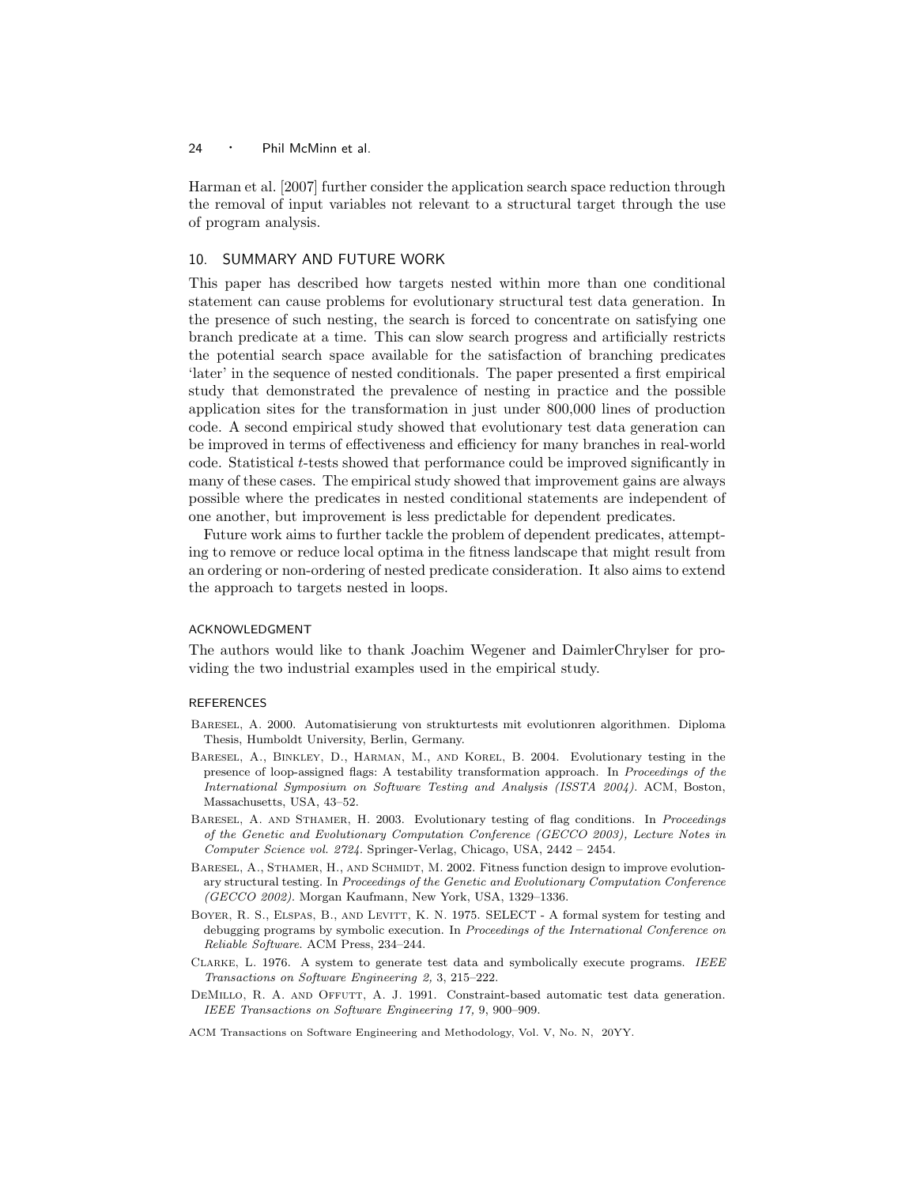Harman et al. [2007] further consider the application search space reduction through the removal of input variables not relevant to a structural target through the use of program analysis.

## 10. SUMMARY AND FUTURE WORK

This paper has described how targets nested within more than one conditional statement can cause problems for evolutionary structural test data generation. In the presence of such nesting, the search is forced to concentrate on satisfying one branch predicate at a time. This can slow search progress and artificially restricts the potential search space available for the satisfaction of branching predicates 'later' in the sequence of nested conditionals. The paper presented a first empirical study that demonstrated the prevalence of nesting in practice and the possible application sites for the transformation in just under 800,000 lines of production code. A second empirical study showed that evolutionary test data generation can be improved in terms of effectiveness and efficiency for many branches in real-world code. Statistical $t$-tests showed that performance could be improved significantly in many of these cases. The empirical study showed that improvement gains are always possible where the predicates in nested conditional statements are independent of one another, but improvement is less predictable for dependent predicates.

Future work aims to further tackle the problem of dependent predicates, attempting to remove or reduce local optima in the fitness landscape that might result from an ordering or non-ordering of nested predicate consideration. It also aims to extend the approach to targets nested in loops.

### ACKNOWLEDGMENT

The authors would like to thank Joachim Wegener and DaimlerChrylser for providing the two industrial examples used in the empirical study.

### REFERENCES

Baresel, A. 2000. Automatisierung von strukturtests mit evolutionren algorithmen. Diploma Thesis, Humboldt University, Berlin, Germany.

Baresel, A., Binkley, D., Harman, M., and Korel, B. 2004. Evolutionary testing in the presence of loop-assigned flags: A testability transformation approach. In *Proceedings of the International Symposium on Software Testing and Analysis (ISSTA 2004)*. ACM, Boston, Massachusetts, USA, 43–52.

Baresel, A. and Sthamer, H. 2003. Evolutionary testing of flag conditions. In *Proceedings of the Genetic and Evolutionary Computation Conference (GECCO 2003), Lecture Notes in Computer Science vol. 2724*. Springer-Verlag, Chicago, USA, 2442 – 2454.

Baresel, A., Sthamer, H., and Schmidt, M. 2002. Fitness function design to improve evolutionary structural testing. In *Proceedings of the Genetic and Evolutionary Computation Conference (GECCO 2002)*. Morgan Kaufmann, New York, USA, 1329–1336.

Boyer, R. S., Elspas, B., and Levitt, K. N. 1975. SELECT - A formal system for testing and debugging programs by symbolic execution. In *Proceedings of the International Conference on Reliable Software*. ACM Press, 234–244.

Clarke, L. 1976. A system to generate test data and symbolically execute programs. *IEEE Transactions on Software Engineering 2,* 3, 215–222.

DeMillo, R. A. and Offutt, A. J. 1991. Constraint-based automatic test data generation. *IEEE Transactions on Software Engineering 17,* 9, 900–909.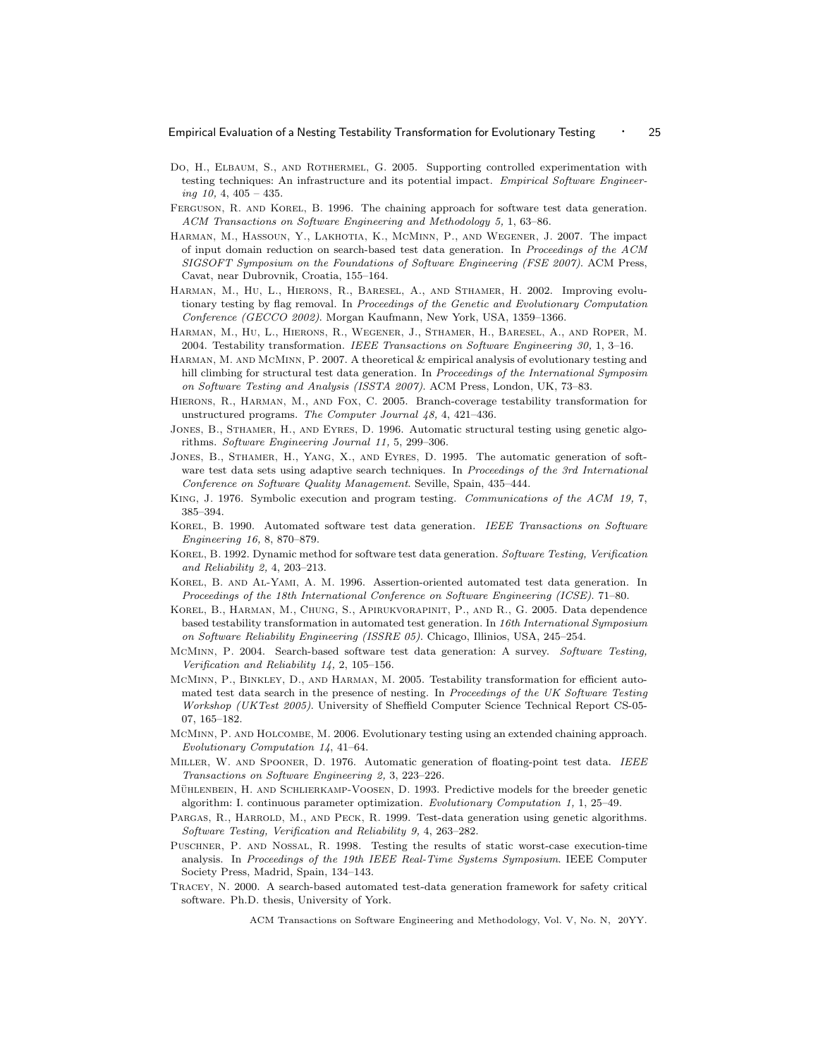Do, H., Elbaum, S., and Rothermel, G. 2005. Supporting controlled experimentation with testing techniques: An infrastructure and its potential impact. *Empirical Software Engineering 10,* 4, 405 – 435.

Ferguson, R. and Korel, B. 1996. The chaining approach for software test data generation. *ACM Transactions on Software Engineering and Methodology 5,* 1, 63–86.

Harman, M., Hassoun, Y., Lakhotia, K., McMinn, P., and Wegener, J. 2007. The impact of input domain reduction on search-based test data generation. In *Proceedings of the ACM SIGSOFT Symposium on the Foundations of Software Engineering (FSE 2007)*. ACM Press, Cavat, near Dubrovnik, Croatia, 155–164.

Harman, M., Hu, L., Hierons, R., Baresel, A., and Sthamer, H. 2002. Improving evolutionary testing by flag removal. In *Proceedings of the Genetic and Evolutionary Computation Conference (GECCO 2002)*. Morgan Kaufmann, New York, USA, 1359–1366.

Harman, M., Hu, L., Hierons, R., Wegener, J., Sthamer, H., Baresel, A., and Roper, M. 2004. Testability transformation. *IEEE Transactions on Software Engineering 30,* 1, 3–16.

Harman, M. and McMinn, P. 2007. A theoretical & empirical analysis of evolutionary testing and hill climbing for structural test data generation. In *Proceedings of the International Symposim on Software Testing and Analysis (ISSTA 2007)*. ACM Press, London, UK, 73–83.

Hierons, R., Harman, M., and Fox, C. 2005. Branch-coverage testability transformation for unstructured programs. *The Computer Journal 48,* 4, 421–436.

Jones, B., Sthamer, H., and Eyres, D. 1996. Automatic structural testing using genetic algorithms. *Software Engineering Journal 11,* 5, 299–306.

Jones, B., Sthamer, H., Yang, X., and Eyres, D. 1995. The automatic generation of software test data sets using adaptive search techniques. In *Proceedings of the 3rd International Conference on Software Quality Management*. Seville, Spain, 435–444.

King, J. 1976. Symbolic execution and program testing. *Communications of the ACM 19,* 7, 385–394.

Korel, B. 1990. Automated software test data generation. *IEEE Transactions on Software Engineering 16,* 8, 870–879.

Korel, B. 1992. Dynamic method for software test data generation. *Software Testing, Verification and Reliability 2,* 4, 203–213.

Korel, B. and Al-Yami, A. M. 1996. Assertion-oriented automated test data generation. In *Proceedings of the 18th International Conference on Software Engineering (ICSE)*. 71–80.

Korel, B., Harman, M., Chung, S., Apirukvorapinit, P., and R., G. 2005. Data dependence based testability transformation in automated test generation. In *16th International Symposium on Software Reliability Engineering (ISSRE 05)*. Chicago, Illinios, USA, 245–254.

McMinn, P. 2004. Search-based software test data generation: A survey. *Software Testing, Verification and Reliability 14,* 2, 105–156.

McMinn, P., Binkley, D., and Harman, M. 2005. Testability transformation for efficient automated test data search in the presence of nesting. In *Proceedings of the UK Software Testing Workshop (UKTest 2005)*. University of Sheffield Computer Science Technical Report CS-05-07, 165–182.

McMinn, P. and Holcombe, M. 2006. Evolutionary testing using an extended chaining approach. *Evolutionary Computation 14*, 41–64.

Miller, W. and Spooner, D. 1976. Automatic generation of floating-point test data. *IEEE Transactions on Software Engineering 2,* 3, 223–226.

Mühlenbein, H. and Schlierkamp-Voosen, D. 1993. Predictive models for the breeder genetic algorithm: I. continuous parameter optimization. *Evolutionary Computation 1,* 1, 25–49.

Pargas, R., Harrold, M., and Peck, R. 1999. Test-data generation using genetic algorithms. *Software Testing, Verification and Reliability 9,* 4, 263–282.

Puschner, P. and Nossal, R. 1998. Testing the results of static worst-case execution-time analysis. In *Proceedings of the 19th IEEE Real-Time Systems Symposium*. IEEE Computer Society Press, Madrid, Spain, 134–143.

Tracey, N. 2000. A search-based automated test-data generation framework for safety critical software. Ph.D. thesis, University of York.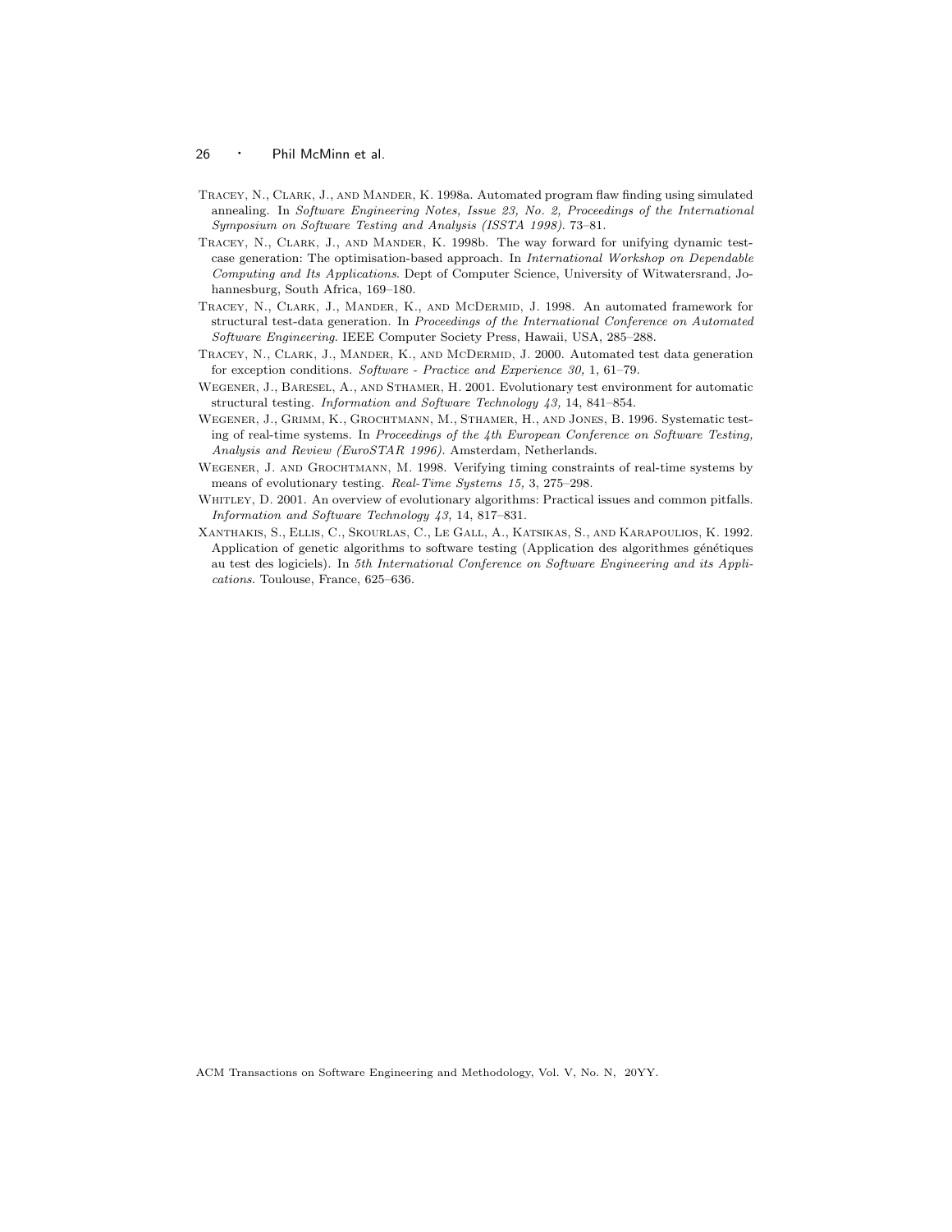Tracey, N., Clark, J., and Mander, K. 1998a. Automated program flaw finding using simulated annealing. In *Software Engineering Notes, Issue 23, No. 2, Proceedings of the International Symposium on Software Testing and Analysis (ISSTA 1998)*. 73–81.

Tracey, N., Clark, J., and Mander, K. 1998b. The way forward for unifying dynamic test-case generation: The optimisation-based approach. In *International Workshop on Dependable Computing and Its Applications*. Dept of Computer Science, University of Witwatersrand, Johannesburg, South Africa, 169–180.

Tracey, N., Clark, J., Mander, K., and McDermid, J. 1998. An automated framework for structural test-data generation. In *Proceedings of the International Conference on Automated Software Engineering*. IEEE Computer Society Press, Hawaii, USA, 285–288.

Tracey, N., Clark, J., Mander, K., and McDermid, J. 2000. Automated test data generation for exception conditions. *Software - Practice and Experience 30,* 1, 61–79.

Wegener, J., Baresel, A., and Sthamer, H. 2001. Evolutionary test environment for automatic structural testing. *Information and Software Technology 43,* 14, 841–854.

Wegener, J., Grimm, K., Grochtmann, M., Sthamer, H., and Jones, B. 1996. Systematic testing of real-time systems. In *Proceedings of the 4th European Conference on Software Testing, Analysis and Review (EuroSTAR 1996)*. Amsterdam, Netherlands.

Wegener, J. and Grochtmann, M. 1998. Verifying timing constraints of real-time systems by means of evolutionary testing. *Real-Time Systems 15,* 3, 275–298.

Whitley, D. 2001. An overview of evolutionary algorithms: Practical issues and common pitfalls. *Information and Software Technology 43,* 14, 817–831.

Xanthakis, S., Ellis, C., Skourlas, C., Le Gall, A., Katsikas, S., and Karapoulios, K. 1992. Application of genetic algorithms to software testing (Application des algorithmes génétiques au test des logiciels). In *5th International Conference on Software Engineering and its Applications*. Toulouse, France, 625–636.